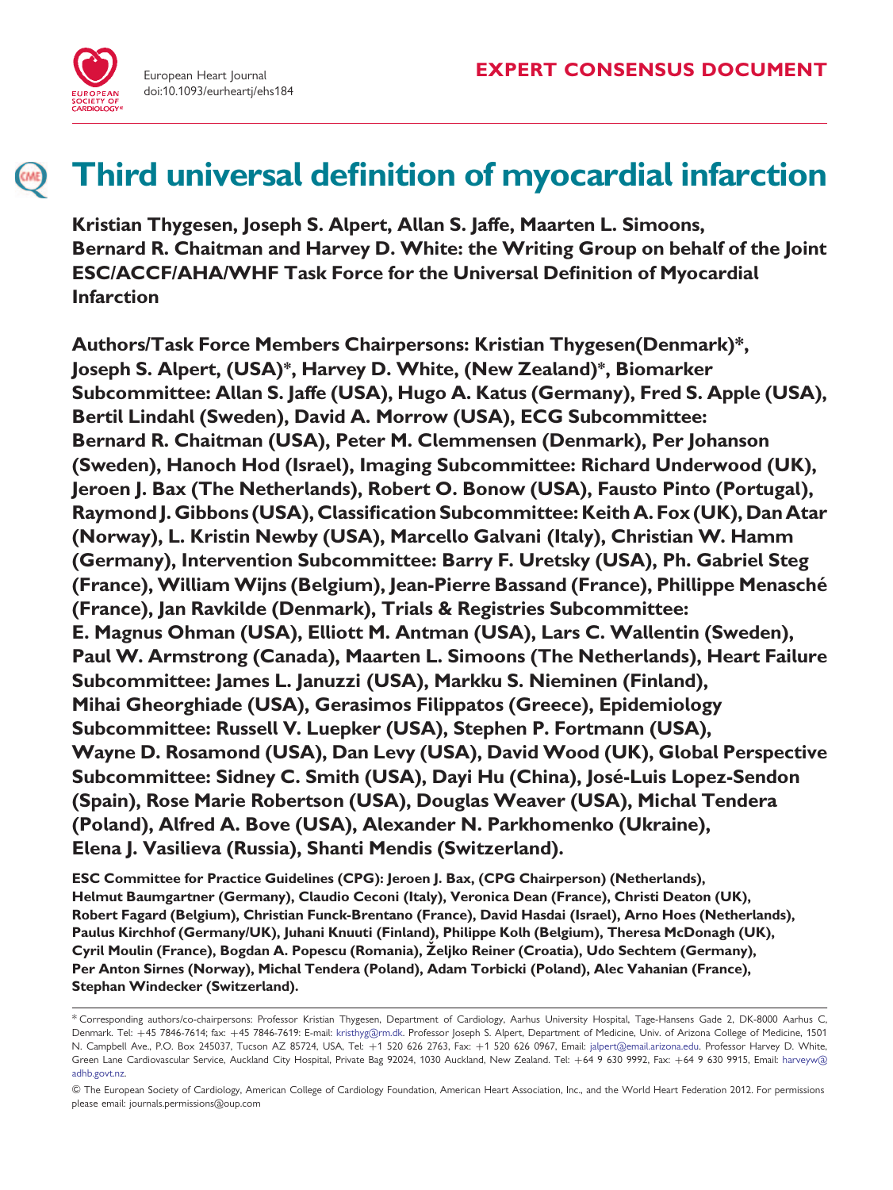European Heart Journal
doi:10.1093/eurheartj/ehs184

**EXPERT CONSENSUS DOCUMENT**

# Third universal definition of myocardial infarction

**Kristian Thygesen, Joseph S. Alpert, Allan S. Jaffe, Maarten L. Simoons, Bernard R. Chaitman and Harvey D. White: the Writing Group on behalf of the Joint ESC/ACCF/AHA/WHF Task Force for the Universal Definition of Myocardial Infarction**

**Authors/Task Force Members Chairpersons: Kristian Thygesen(Denmark)*, Joseph S. Alpert, (USA)*, Harvey D. White, (New Zealand)*, Biomarker Subcommittee: Allan S. Jaffe (USA), Hugo A. Katus (Germany), Fred S. Apple (USA), Bertil Lindahl (Sweden), David A. Morrow (USA), ECG Subcommittee: Bernard R. Chaitman (USA), Peter M. Clemmensen (Denmark), Per Johanson (Sweden), Hanoch Hod (Israel), Imaging Subcommittee: Richard Underwood (UK), Jeroen J. Bax (The Netherlands), Robert O. Bonow (USA), Fausto Pinto (Portugal), Raymond J. Gibbons (USA), Classification Subcommittee: Keith A. Fox (UK), Dan Atar (Norway), L. Kristin Newby (USA), Marcello Galvani (Italy), Christian W. Hamm (Germany), Intervention Subcommittee: Barry F. Uretsky (USA), Ph. Gabriel Steg (France), William Wijns (Belgium), Jean-Pierre Bassand (France), Phillippe Menasché (France), Jan Ravkilde (Denmark), Trials & Registries Subcommittee: E. Magnus Ohman (USA), Elliott M. Antman (USA), Lars C. Wallentin (Sweden), Paul W. Armstrong (Canada), Maarten L. Simoons (The Netherlands), Heart Failure Subcommittee: James L. Januzzi (USA), Markku S. Nieminen (Finland), Mihai Gheorghiade (USA), Gerasimos Filippatos (Greece), Epidemiology Subcommittee: Russell V. Luepker (USA), Stephen P. Fortmann (USA), Wayne D. Rosamond (USA), Dan Levy (USA), David Wood (UK), Global Perspective Subcommittee: Sidney C. Smith (USA), Dayi Hu (China), José-Luis Lopez-Sendon (Spain), Rose Marie Robertson (USA), Douglas Weaver (USA), Michal Tendera (Poland), Alfred A. Bove (USA), Alexander N. Parkhomenko (Ukraine), Elena J. Vasilieva (Russia), Shanti Mendis (Switzerland).**

**ESC Committee for Practice Guidelines (CPG): Jeroen J. Bax, (CPG Chairperson) (Netherlands), Helmut Baumgartner (Germany), Claudio Ceconi (Italy), Veronica Dean (France), Christi Deaton (UK), Robert Fagard (Belgium), Christian Funck-Brentano (France), David Hasdai (Israel), Arno Hoes (Netherlands), Paulus Kirchhof (Germany/UK), Juhani Knuuti (Finland), Philippe Kolh (Belgium), Theresa McDonagh (UK), Cyril Moulin (France), Bogdan A. Popescu (Romania), Željko Reiner (Croatia), Udo Sechtem (Germany), Per Anton Sirnes (Norway), Michal Tendera (Poland), Adam Torbicki (Poland), Alec Vahanian (France), Stephan Windecker (Switzerland).**

---

\* Corresponding authors/co-chairpersons: Professor Kristian Thygesen, Department of Cardiology, Aarhus University Hospital, Tage-Hansens Gade 2, DK-8000 Aarhus C, Denmark. Tel: +45 7846-7614; fax: +45 7846-7619: E-mail: kristhyg@rm.dk. Professor Joseph S. Alpert, Department of Medicine, Univ. of Arizona College of Medicine, 1501 N. Campbell Ave., P.O. Box 245037, Tucson AZ 85724, USA, Tel: +1 520 626 2763, Fax: +1 520 626 0967, Email: jalpert@email.arizona.edu. Professor Harvey D. White, Green Lane Cardiovascular Service, Auckland City Hospital, Private Bag 92024, 1030 Auckland, New Zealand. Tel: +64 9 630 9992, Fax: +64 9 630 9915, Email: harveyw@adhb.govt.nz.

© The European Society of Cardiology, American College of Cardiology Foundation, American Heart Association, Inc., and the World Heart Federation 2012. For permissions please email: journals.permissions@oup.com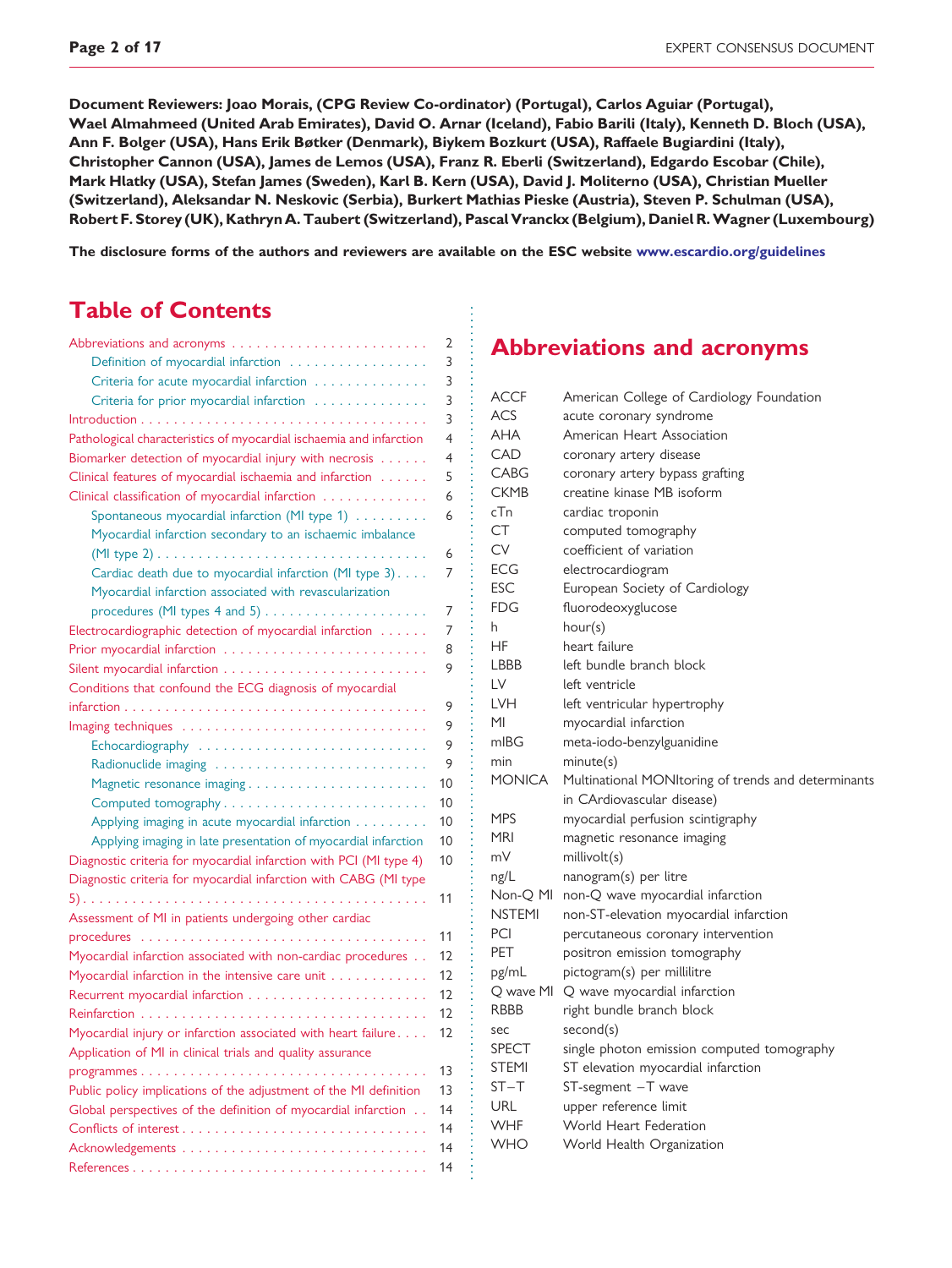**Document Reviewers: Joao Morais, (CPG Review Co-ordinator) (Portugal), Carlos Aguiar (Portugal), Wael Almahmeed (United Arab Emirates), David O. Arnar (Iceland), Fabio Barili (Italy), Kenneth D. Bloch (USA), Ann F. Bolger (USA), Hans Erik Bøtker (Denmark), Biykem Bozkurt (USA), Raffaele Bugiardini (Italy), Christopher Cannon (USA), James de Lemos (USA), Franz R. Eberli (Switzerland), Edgardo Escobar (Chile), Mark Hlatky (USA), Stefan James (Sweden), Karl B. Kern (USA), David J. Moliterno (USA), Christian Mueller (Switzerland), Aleksandar N. Neskovic (Serbia), Burkert Mathias Pieske (Austria), Steven P. Schulman (USA), Robert F. Storey (UK), Kathryn A. Taubert (Switzerland), Pascal Vranckx (Belgium), Daniel R. Wagner (Luxembourg)**

**The disclosure forms of the authors and reviewers are available on the ESC website www.escardio.org/guidelines**

## Table of Contents

- Abbreviations and acronyms . . . . . 2
  - Definition of myocardial infarction . . . . . 3
  - Criteria for acute myocardial infarction . . . . . 3
  - Criteria for prior myocardial infarction . . . . . 3
- Introduction . . . . . 3
- Pathological characteristics of myocardial ischaemia and infarction . . . . . 4
- Biomarker detection of myocardial injury with necrosis . . . . . 4
- Clinical features of myocardial ischaemia and infarction . . . . . 5
- Clinical classification of myocardial infarction . . . . . 6
  - Spontaneous myocardial infarction (MI type 1) . . . . . 6
  - Myocardial infarction secondary to an ischaemic imbalance (MI type 2) . . . . . 6
  - Cardiac death due to myocardial infarction (MI type 3) . . . . . 7
  - Myocardial infarction associated with revascularization procedures (MI types 4 and 5) . . . . . 7
- Electrocardiographic detection of myocardial infarction . . . . . 7
- Prior myocardial infarction . . . . . 8
- Silent myocardial infarction . . . . . 9
- Conditions that confound the ECG diagnosis of myocardial infarction . . . . . 9
- Imaging techniques . . . . . 9
  - Echocardiography . . . . . 9
  - Radionuclide imaging . . . . . 9
  - Magnetic resonance imaging . . . . . 10
  - Computed tomography . . . . . 10
  - Applying imaging in acute myocardial infarction . . . . . 10
  - Applying imaging in late presentation of myocardial infarction . . . . . 10
- Diagnostic criteria for myocardial infarction with PCI (MI type 4) . . . . . 10
- Diagnostic criteria for myocardial infarction with CABG (MI type 5) . . . . . 11
- Assessment of MI in patients undergoing other cardiac procedures . . . . . 11
- Myocardial infarction associated with non-cardiac procedures . . . . . 12
- Myocardial infarction in the intensive care unit . . . . . 12
- Recurrent myocardial infarction . . . . . 12
- Reinfarction . . . . . 12
- Myocardial injury or infarction associated with heart failure . . . . . 12
- Application of MI in clinical trials and quality assurance programmes . . . . . 13
- Public policy implications of the adjustment of the MI definition . . . . . 13
- Global perspectives of the definition of myocardial infarction . . . . . 14
- Conflicts of interest . . . . . 14
- Acknowledgements . . . . . 14
- References . . . . . 14

## Abbreviations and acronyms

| | |
|---|---|
| ACCF | American College of Cardiology Foundation |
| ACS | acute coronary syndrome |
| AHA | American Heart Association |
| CAD | coronary artery disease |
| CABG | coronary artery bypass grafting |
| CKMB | creatine kinase MB isoform |
| cTn | cardiac troponin |
| CT | computed tomography |
| CV | coefficient of variation |
| ECG | electrocardiogram |
| ESC | European Society of Cardiology |
| FDG | fluorodeoxyglucose |
| h | hour(s) |
| HF | heart failure |
| LBBB | left bundle branch block |
| LV | left ventricle |
| LVH | left ventricular hypertrophy |
| MI | myocardial infarction |
| mIBG | meta-iodo-benzylguanidine |
| min | minute(s) |
| MONICA | Multinational MONItoring of trends and determinants in CArdiovascular disease) |
| MPS | myocardial perfusion scintigraphy |
| MRI | magnetic resonance imaging |
| mV | millivolt(s) |
| ng/L | nanogram(s) per litre |
| Non-Q MI | non-Q wave myocardial infarction |
| NSTEMI | non-ST-elevation myocardial infarction |
| PCI | percutaneous coronary intervention |
| PET | positron emission tomography |
| pg/mL | pictogram(s) per millilitre |
| Q wave MI | Q wave myocardial infarction |
| RBBB | right bundle branch block |
| sec | second(s) |
| SPECT | single photon emission computed tomography |
| STEMI | ST elevation myocardial infarction |
| ST–T | ST-segment –T wave |
| URL | upper reference limit |
| WHF | World Heart Federation |
| WHO | World Health Organization |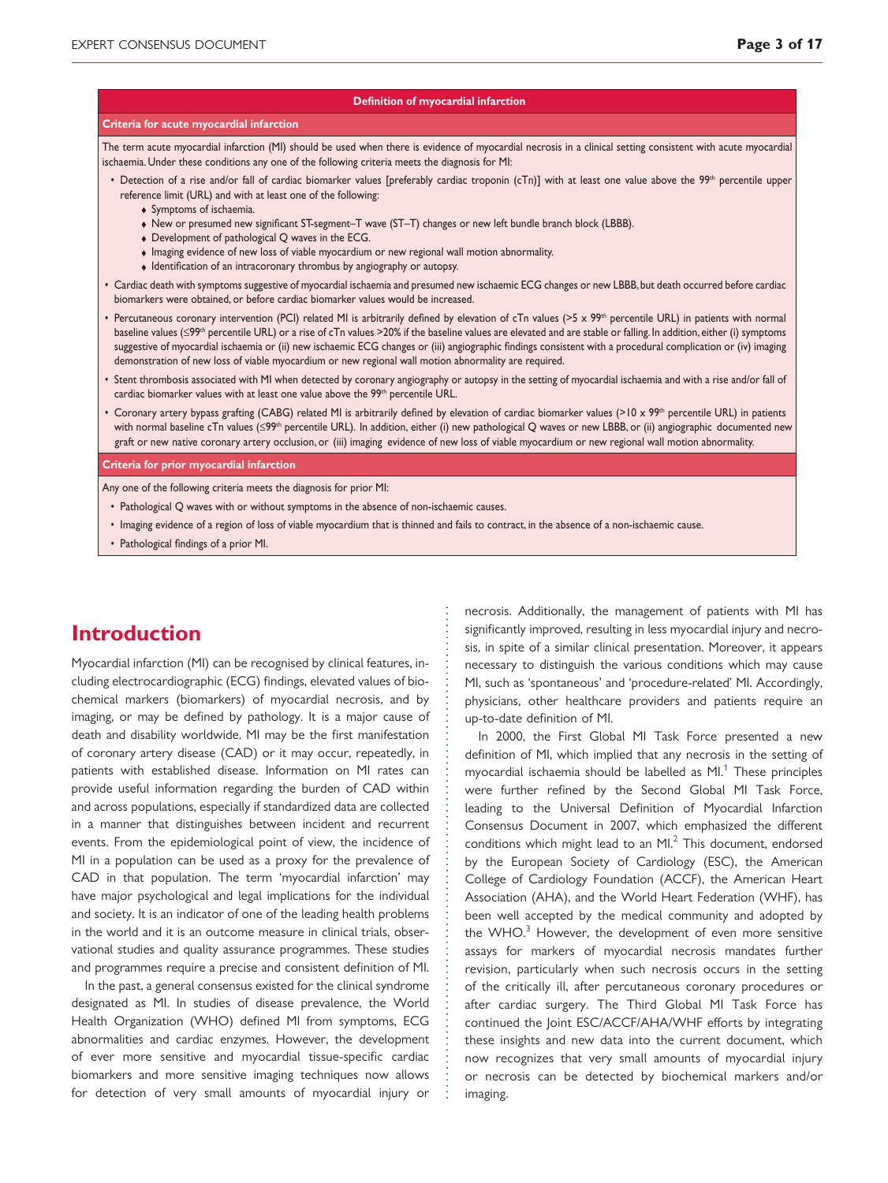**Definition of myocardial infarction**

**Criteria for acute myocardial infarction**

The term acute myocardial infarction (MI) should be used when there is evidence of myocardial necrosis in a clinical setting consistent with acute myocardial ischaemia. Under these conditions any one of the following criteria meets the diagnosis for MI:

- Detection of a rise and/or fall of cardiac biomarker values [preferably cardiac troponin (cTn)] with at least one value above the 99th percentile upper reference limit (URL) and with at least one of the following:
  - Symptoms of ischaemia.
  - New or presumed new significant ST-segment–T wave (ST–T) changes or new left bundle branch block (LBBB).
  - Development of pathological Q waves in the ECG.
  - Imaging evidence of new loss of viable myocardium or new regional wall motion abnormality.
  - Identification of an intracoronary thrombus by angiography or autopsy.
- Cardiac death with symptoms suggestive of myocardial ischaemia and presumed new ischaemic ECG changes or new LBBB, but death occurred before cardiac biomarkers were obtained, or before cardiac biomarker values would be increased.
- Percutaneous coronary intervention (PCI) related MI is arbitrarily defined by elevation of cTn values (>5 x 99th percentile URL) in patients with normal baseline values (≤99th percentile URL) or a rise of cTn values >20% if the baseline values are elevated and are stable or falling. In addition, either (i) symptoms suggestive of myocardial ischaemia or (ii) new ischaemic ECG changes or (iii) angiographic findings consistent with a procedural complication or (iv) imaging demonstration of new loss of viable myocardium or new regional wall motion abnormality are required.
- Stent thrombosis associated with MI when detected by coronary angiography or autopsy in the setting of myocardial ischaemia and with a rise and/or fall of cardiac biomarker values with at least one value above the 99th percentile URL.
- Coronary artery bypass grafting (CABG) related MI is arbitrarily defined by elevation of cardiac biomarker values (>10 x 99th percentile URL) in patients with normal baseline cTn values (≤99th percentile URL). In addition, either (i) new pathological Q waves or new LBBB, or (ii) angiographic documented new graft or new native coronary artery occlusion, or (iii) imaging evidence of new loss of viable myocardium or new regional wall motion abnormality.

**Criteria for prior myocardial infarction**

Any one of the following criteria meets the diagnosis for prior MI:

- Pathological Q waves with or without symptoms in the absence of non-ischaemic causes.
- Imaging evidence of a region of loss of viable myocardium that is thinned and fails to contract, in the absence of a non-ischaemic cause.
- Pathological findings of a prior MI.

# Introduction

Myocardial infarction (MI) can be recognised by clinical features, including electrocardiographic (ECG) findings, elevated values of biochemical markers (biomarkers) of myocardial necrosis, and by imaging, or may be defined by pathology. It is a major cause of death and disability worldwide. MI may be the first manifestation of coronary artery disease (CAD) or it may occur, repeatedly, in patients with established disease. Information on MI rates can provide useful information regarding the burden of CAD within and across populations, especially if standardized data are collected in a manner that distinguishes between incident and recurrent events. From the epidemiological point of view, the incidence of MI in a population can be used as a proxy for the prevalence of CAD in that population. The term 'myocardial infarction' may have major psychological and legal implications for the individual and society. It is an indicator of one of the leading health problems in the world and it is an outcome measure in clinical trials, observational studies and quality assurance programmes. These studies and programmes require a precise and consistent definition of MI.

In the past, a general consensus existed for the clinical syndrome designated as MI. In studies of disease prevalence, the World Health Organization (WHO) defined MI from symptoms, ECG abnormalities and cardiac enzymes. However, the development of ever more sensitive and myocardial tissue-specific cardiac biomarkers and more sensitive imaging techniques now allows for detection of very small amounts of myocardial injury or necrosis. Additionally, the management of patients with MI has significantly improved, resulting in less myocardial injury and necrosis, in spite of a similar clinical presentation. Moreover, it appears necessary to distinguish the various conditions which may cause MI, such as 'spontaneous' and 'procedure-related' MI. Accordingly, physicians, other healthcare providers and patients require an up-to-date definition of MI.

In 2000, the First Global MI Task Force presented a new definition of MI, which implied that any necrosis in the setting of myocardial ischaemia should be labelled as MI.[1] These principles were further refined by the Second Global MI Task Force, leading to the Universal Definition of Myocardial Infarction Consensus Document in 2007, which emphasized the different conditions which might lead to an MI.[2] This document, endorsed by the European Society of Cardiology (ESC), the American College of Cardiology Foundation (ACCF), the American Heart Association (AHA), and the World Heart Federation (WHF), has been well accepted by the medical community and adopted by the WHO.[3] However, the development of even more sensitive assays for markers of myocardial necrosis mandates further revision, particularly when such necrosis occurs in the setting of the critically ill, after percutaneous coronary procedures or after cardiac surgery. The Third Global MI Task Force has continued the Joint ESC/ACCF/AHA/WHF efforts by integrating these insights and new data into the current document, which now recognizes that very small amounts of myocardial injury or necrosis can be detected by biochemical markers and/or imaging.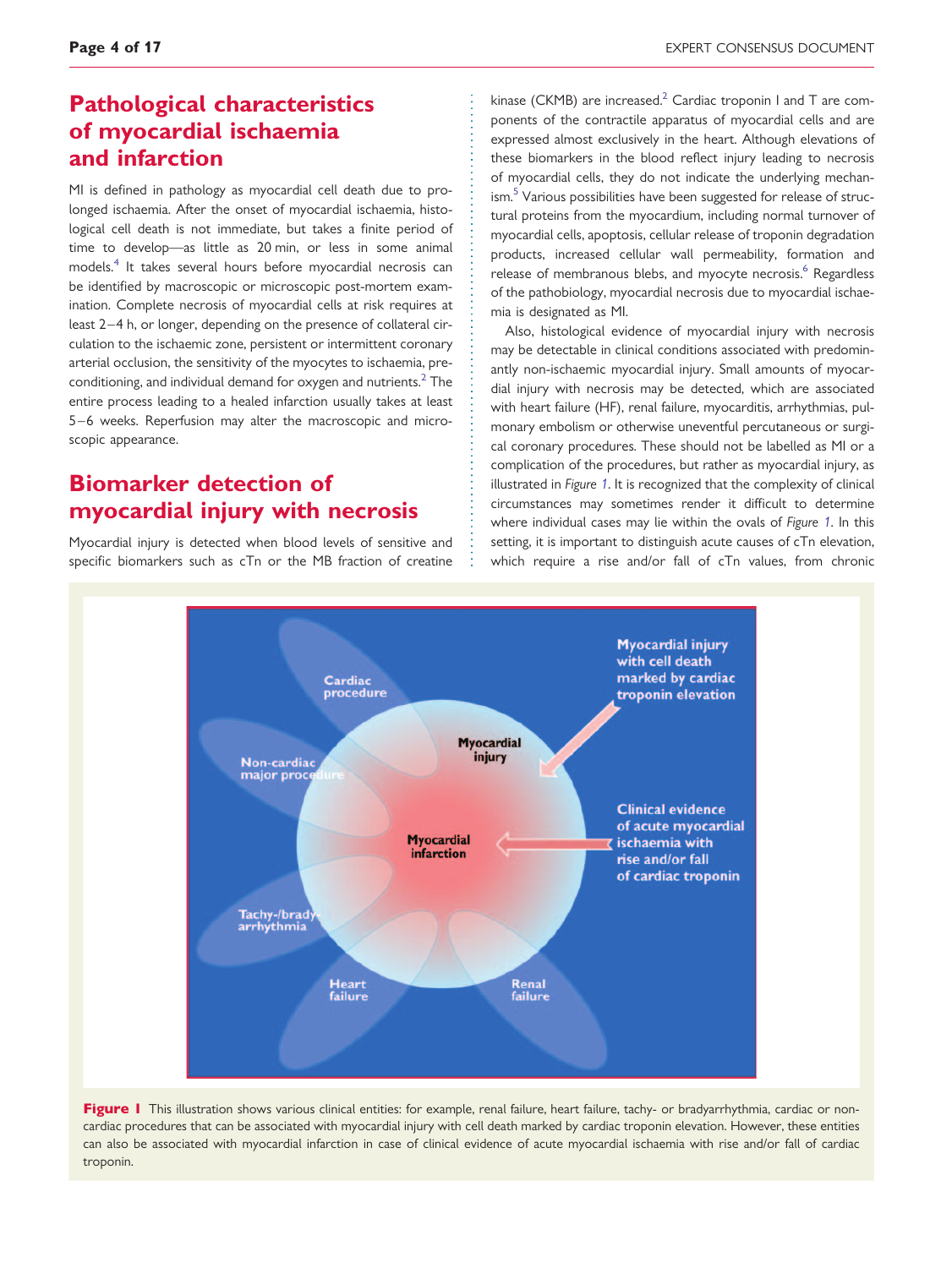## Pathological characteristics of myocardial ischaemia and infarction

MI is defined in pathology as myocardial cell death due to prolonged ischaemia. After the onset of myocardial ischaemia, histological cell death is not immediate, but takes a finite period of time to develop—as little as 20 min, or less in some animal models.[4] It takes several hours before myocardial necrosis can be identified by macroscopic or microscopic post-mortem examination. Complete necrosis of myocardial cells at risk requires at least 2–4 h, or longer, depending on the presence of collateral circulation to the ischaemic zone, persistent or intermittent coronary arterial occlusion, the sensitivity of the myocytes to ischaemia, pre-conditioning, and individual demand for oxygen and nutrients.[2] The entire process leading to a healed infarction usually takes at least 5–6 weeks. Reperfusion may alter the macroscopic and microscopic appearance.

## Biomarker detection of myocardial injury with necrosis

Myocardial injury is detected when blood levels of sensitive and specific biomarkers such as cTn or the MB fraction of creatine kinase (CKMB) are increased.[2] Cardiac troponin I and T are components of the contractile apparatus of myocardial cells and are expressed almost exclusively in the heart. Although elevations of these biomarkers in the blood reflect injury leading to necrosis of myocardial cells, they do not indicate the underlying mechanism.[5] Various possibilities have been suggested for release of structural proteins from the myocardium, including normal turnover of myocardial cells, apoptosis, cellular release of troponin degradation products, increased cellular wall permeability, formation and release of membranous blebs, and myocyte necrosis.[6] Regardless of the pathobiology, myocardial necrosis due to myocardial ischaemia is designated as MI.

Also, histological evidence of myocardial injury with necrosis may be detectable in clinical conditions associated with predominantly non-ischaemic myocardial injury. Small amounts of myocardial injury with necrosis may be detected, which are associated with heart failure (HF), renal failure, myocarditis, arrhythmias, pulmonary embolism or otherwise uneventful percutaneous or surgical coronary procedures. These should not be labelled as MI or a complication of the procedures, but rather as myocardial injury, as illustrated in *Figure 1*. It is recognized that the complexity of clinical circumstances may sometimes render it difficult to determine where individual cases may lie within the ovals of *Figure 1*. In this setting, it is important to distinguish acute causes of cTn elevation, which require a rise and/or fall of cTn values, from chronic

**Figure 1** This illustration shows various clinical entities: for example, renal failure, heart failure, tachy- or bradyarrhythmia, cardiac or non-cardiac procedures that can be associated with myocardial injury with cell death marked by cardiac troponin elevation. However, these entities can also be associated with myocardial infarction in case of clinical evidence of acute myocardial ischaemia with rise and/or fall of cardiac troponin.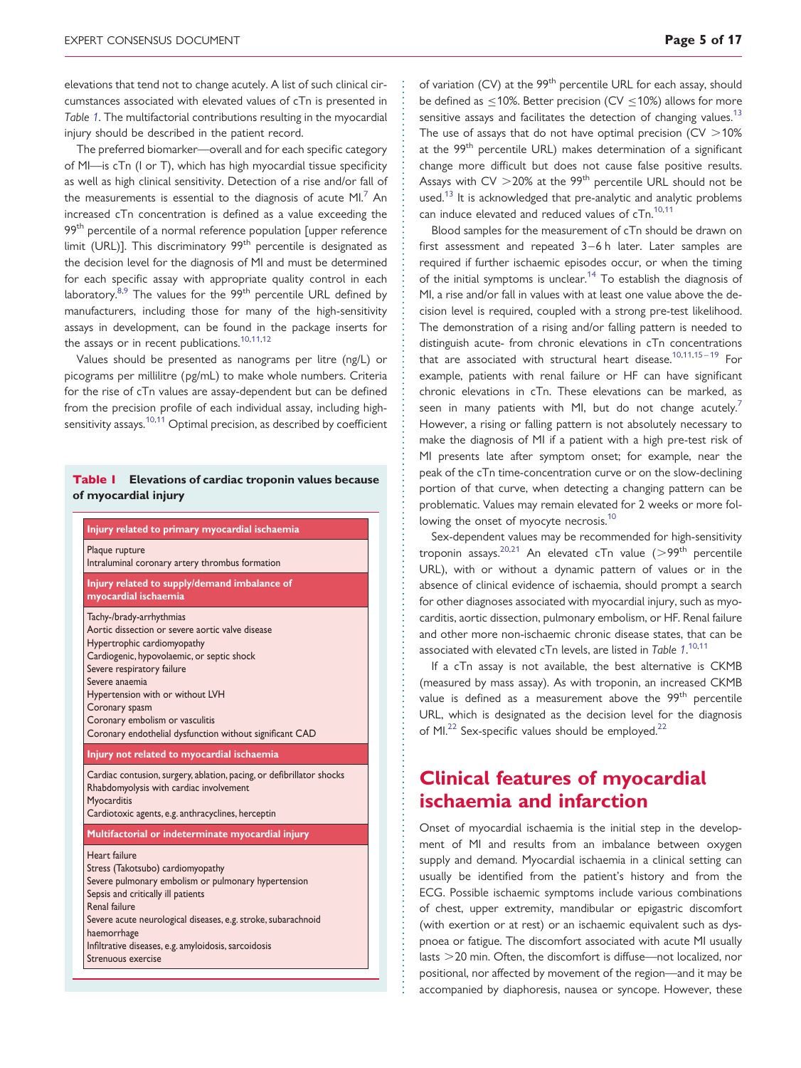elevations that tend not to change acutely. A list of such clinical circumstances associated with elevated values of cTn is presented in *Table 1*. The multifactorial contributions resulting in the myocardial injury should be described in the patient record.

The preferred biomarker—overall and for each specific category of MI—is cTn (I or T), which has high myocardial tissue specificity as well as high clinical sensitivity. Detection of a rise and/or fall of the measurements is essential to the diagnosis of acute MI.[7] An increased cTn concentration is defined as a value exceeding the 99th percentile of a normal reference population [upper reference limit (URL)]. This discriminatory 99th percentile is designated as the decision level for the diagnosis of MI and must be determined for each specific assay with appropriate quality control in each laboratory.[8,9] The values for the 99th percentile URL defined by manufacturers, including those for many of the high-sensitivity assays in development, can be found in the package inserts for the assays or in recent publications.[10,11,12]

Values should be presented as nanograms per litre (ng/L) or picograms per millilitre (pg/mL) to make whole numbers. Criteria for the rise of cTn values are assay-dependent but can be defined from the precision profile of each individual assay, including high-sensitivity assays.[10,11] Optimal precision, as described by coefficient of variation (CV) at the 99th percentile URL for each assay, should be defined as ≤10%. Better precision (CV ≤10%) allows for more sensitive assays and facilitates the detection of changing values.[13] The use of assays that do not have optimal precision (CV >10% at the 99th percentile URL) makes determination of a significant change more difficult but does not cause false positive results. Assays with CV >20% at the 99th percentile URL should not be used.[13] It is acknowledged that pre-analytic and analytic problems can induce elevated and reduced values of cTn.[10,11]

Blood samples for the measurement of cTn should be drawn on first assessment and repeated 3–6 h later. Later samples are required if further ischaemic episodes occur, or when the timing of the initial symptoms is unclear.[14] To establish the diagnosis of MI, a rise and/or fall in values with at least one value above the decision level is required, coupled with a strong pre-test likelihood. The demonstration of a rising and/or falling pattern is needed to distinguish acute- from chronic elevations in cTn concentrations that are associated with structural heart disease.[10,11,15–19] For example, patients with renal failure or HF can have significant chronic elevations in cTn. These elevations can be marked, as seen in many patients with MI, but do not change acutely.[7] However, a rising or falling pattern is not absolutely necessary to make the diagnosis of MI if a patient with a high pre-test risk of MI presents late after symptom onset; for example, near the peak of the cTn time-concentration curve or on the slow-declining portion of that curve, when detecting a changing pattern can be problematic. Values may remain elevated for 2 weeks or more following the onset of myocyte necrosis.[10]

Sex-dependent values may be recommended for high-sensitivity troponin assays.[20,21] An elevated cTn value (>99th percentile URL), with or without a dynamic pattern of values or in the absence of clinical evidence of ischaemia, should prompt a search for other diagnoses associated with myocardial injury, such as myocarditis, aortic dissection, pulmonary embolism, or HF. Renal failure and other more non-ischaemic chronic disease states, that can be associated with elevated cTn levels, are listed in *Table 1*.[10,11]

If a cTn assay is not available, the best alternative is CKMB (measured by mass assay). As with troponin, an increased CKMB value is defined as a measurement above the 99th percentile URL, which is designated as the decision level for the diagnosis of MI.[22] Sex-specific values should be employed.[22]

**Table 1 Elevations of cardiac troponin values because of myocardial injury**

| |
|---|
| **Injury related to primary myocardial ischaemia** |
| Plaque rupture<br>Intraluminal coronary artery thrombus formation |
| **Injury related to supply/demand imbalance of myocardial ischaemia** |
| Tachy-/brady-arrhythmias<br>Aortic dissection or severe aortic valve disease<br>Hypertrophic cardiomyopathy<br>Cardiogenic, hypovolaemic, or septic shock<br>Severe respiratory failure<br>Severe anaemia<br>Hypertension with or without LVH<br>Coronary spasm<br>Coronary embolism or vasculitis<br>Coronary endothelial dysfunction without significant CAD |
| **Injury not related to myocardial ischaemia** |
| Cardiac contusion, surgery, ablation, pacing, or defibrillator shocks<br>Rhabdomyolysis with cardiac involvement<br>Myocarditis<br>Cardiotoxic agents, e.g. anthracyclines, herceptin |
| **Multifactorial or indeterminate myocardial injury** |
| Heart failure<br>Stress (Takotsubo) cardiomyopathy<br>Severe pulmonary embolism or pulmonary hypertension<br>Sepsis and critically ill patients<br>Renal failure<br>Severe acute neurological diseases, e.g. stroke, subarachnoid haemorrhage<br>Infiltrative diseases, e.g. amyloidosis, sarcoidosis<br>Strenuous exercise |

## Clinical features of myocardial ischaemia and infarction

Onset of myocardial ischaemia is the initial step in the development of MI and results from an imbalance between oxygen supply and demand. Myocardial ischaemia in a clinical setting can usually be identified from the patient's history and from the ECG. Possible ischaemic symptoms include various combinations of chest, upper extremity, mandibular or epigastric discomfort (with exertion or at rest) or an ischaemic equivalent such as dyspnoea or fatigue. The discomfort associated with acute MI usually lasts >20 min. Often, the discomfort is diffuse—not localized, nor positional, nor affected by movement of the region—and it may be accompanied by diaphoresis, nausea or syncope. However, these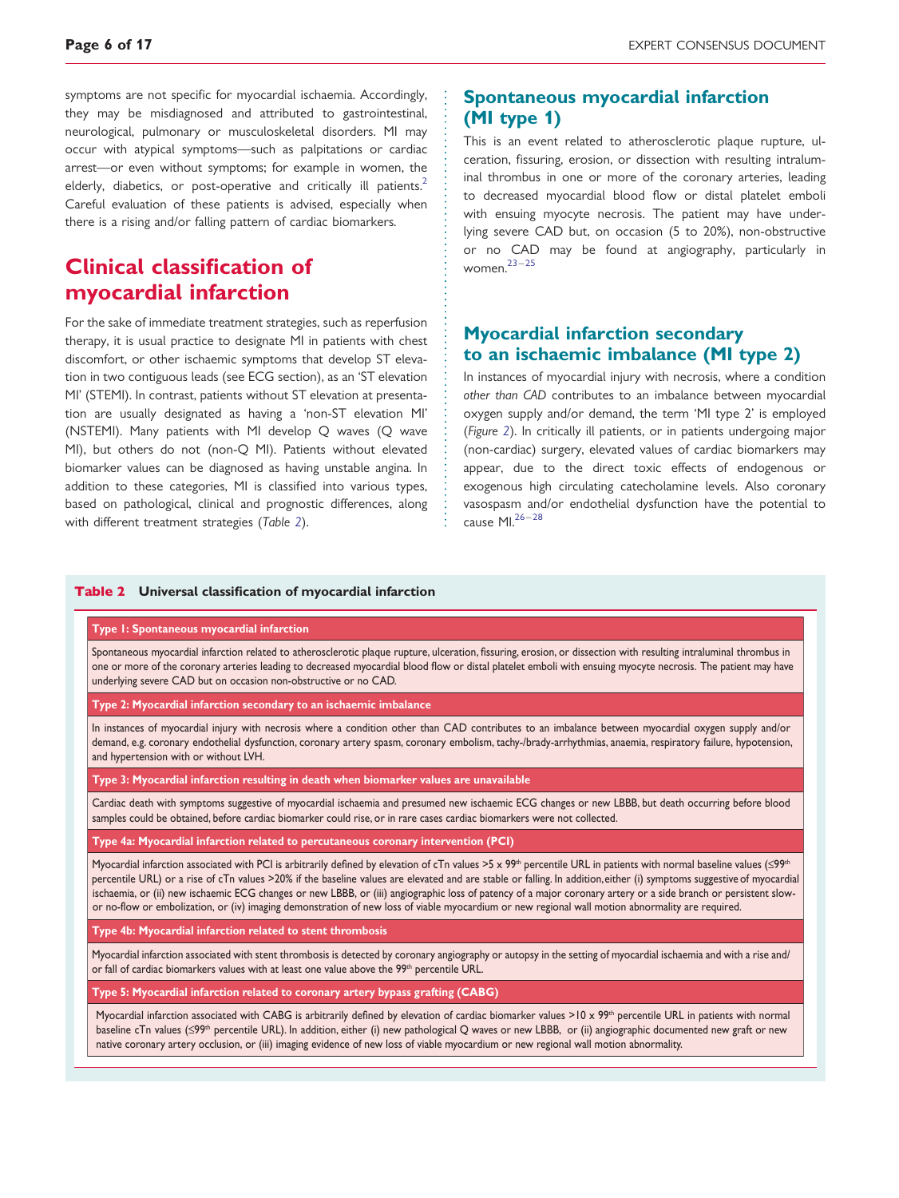symptoms are not specific for myocardial ischaemia. Accordingly, they may be misdiagnosed and attributed to gastrointestinal, neurological, pulmonary or musculoskeletal disorders. MI may occur with atypical symptoms—such as palpitations or cardiac arrest—or even without symptoms; for example in women, the elderly, diabetics, or post-operative and critically ill patients.[2] Careful evaluation of these patients is advised, especially when there is a rising and/or falling pattern of cardiac biomarkers.

# Clinical classification of myocardial infarction

For the sake of immediate treatment strategies, such as reperfusion therapy, it is usual practice to designate MI in patients with chest discomfort, or other ischaemic symptoms that develop ST elevation in two contiguous leads (see ECG section), as an 'ST elevation MI' (STEMI). In contrast, patients without ST elevation at presentation are usually designated as having a 'non-ST elevation MI' (NSTEMI). Many patients with MI develop Q waves (Q wave MI), but others do not (non-Q MI). Patients without elevated biomarker values can be diagnosed as having unstable angina. In addition to these categories, MI is classified into various types, based on pathological, clinical and prognostic differences, along with different treatment strategies (*Table 2*).

## Spontaneous myocardial infarction (MI type 1)

This is an event related to atherosclerotic plaque rupture, ulceration, fissuring, erosion, or dissection with resulting intraluminal thrombus in one or more of the coronary arteries, leading to decreased myocardial blood flow or distal platelet emboli with ensuing myocyte necrosis. The patient may have underlying severe CAD but, on occasion (5 to 20%), non-obstructive or no CAD may be found at angiography, particularly in women.[23–25]

## Myocardial infarction secondary to an ischaemic imbalance (MI type 2)

In instances of myocardial injury with necrosis, where a condition *other than CAD* contributes to an imbalance between myocardial oxygen supply and/or demand, the term 'MI type 2' is employed (*Figure 2*). In critically ill patients, or in patients undergoing major (non-cardiac) surgery, elevated values of cardiac biomarkers may appear, due to the direct toxic effects of endogenous or exogenous high circulating catecholamine levels. Also coronary vasospasm and/or endothelial dysfunction have the potential to cause MI.[26–28]

**Table 2 Universal classification of myocardial infarction**

| |
|---|
| **Type 1: Spontaneous myocardial infarction** |
| Spontaneous myocardial infarction related to atherosclerotic plaque rupture, ulceration, fissuring, erosion, or dissection with resulting intraluminal thrombus in one or more of the coronary arteries leading to decreased myocardial blood flow or distal platelet emboli with ensuing myocyte necrosis. The patient may have underlying severe CAD but on occasion non-obstructive or no CAD. |
| **Type 2: Myocardial infarction secondary to an ischaemic imbalance** |
| In instances of myocardial injury with necrosis where a condition other than CAD contributes to an imbalance between myocardial oxygen supply and/or demand, e.g. coronary endothelial dysfunction, coronary artery spasm, coronary embolism, tachy-/brady-arrhythmias, anaemia, respiratory failure, hypotension, and hypertension with or without LVH. |
| **Type 3: Myocardial infarction resulting in death when biomarker values are unavailable** |
| Cardiac death with symptoms suggestive of myocardial ischaemia and presumed new ischaemic ECG changes or new LBBB, but death occurring before blood samples could be obtained, before cardiac biomarker could rise, or in rare cases cardiac biomarkers were not collected. |
| **Type 4a: Myocardial infarction related to percutaneous coronary intervention (PCI)** |
| Myocardial infarction associated with PCI is arbitrarily defined by elevation of cTn values >5 x 99th percentile URL in patients with normal baseline values (≤99th percentile URL) or a rise of cTn values >20% if the baseline values are elevated and are stable or falling. In addition, either (i) symptoms suggestive of myocardial ischaemia, or (ii) new ischaemic ECG changes or new LBBB, or (iii) angiographic loss of patency of a major coronary artery or a side branch or persistent slow- or no-flow or embolization, or (iv) imaging demonstration of new loss of viable myocardium or new regional wall motion abnormality are required. |
| **Type 4b: Myocardial infarction related to stent thrombosis** |
| Myocardial infarction associated with stent thrombosis is detected by coronary angiography or autopsy in the setting of myocardial ischaemia and with a rise and/or fall of cardiac biomarkers values with at least one value above the 99th percentile URL. |
| **Type 5: Myocardial infarction related to coronary artery bypass grafting (CABG)** |
| Myocardial infarction associated with CABG is arbitrarily defined by elevation of cardiac biomarker values >10 x 99th percentile URL in patients with normal baseline cTn values (≤99th percentile URL). In addition, either (i) new pathological Q waves or new LBBB, or (ii) angiographic documented new graft or new native coronary artery occlusion, or (iii) imaging evidence of new loss of viable myocardium or new regional wall motion abnormality. |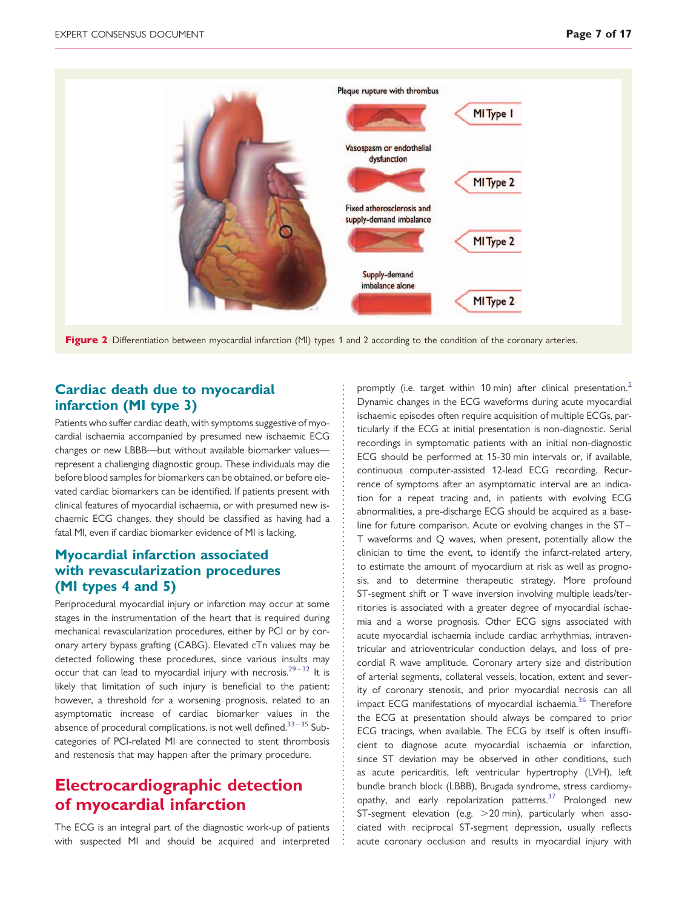Plaque rupture with thrombus

MI Type 1

Vasospasm or endothelial dysfunction

MI Type 2

Fixed atherosclerosis and supply-demand imbalance

MI Type 2

Supply-demand imbalance alone

MI Type 2

**Figure 2** Differentiation between myocardial infarction (MI) types 1 and 2 according to the condition of the coronary arteries.

## Cardiac death due to myocardial infarction (MI type 3)

Patients who suffer cardiac death, with symptoms suggestive of myocardial ischaemia accompanied by presumed new ischaemic ECG changes or new LBBB—but without available biomarker values—represent a challenging diagnostic group. These individuals may die before blood samples for biomarkers can be obtained, or before elevated cardiac biomarkers can be identified. If patients present with clinical features of myocardial ischaemia, or with presumed new ischaemic ECG changes, they should be classified as having had a fatal MI, even if cardiac biomarker evidence of MI is lacking.

## Myocardial infarction associated with revascularization procedures (MI types 4 and 5)

Periprocedural myocardial injury or infarction may occur at some stages in the instrumentation of the heart that is required during mechanical revascularization procedures, either by PCI or by coronary artery bypass grafting (CABG). Elevated cTn values may be detected following these procedures, since various insults may occur that can lead to myocardial injury with necrosis.[29–32] It is likely that limitation of such injury is beneficial to the patient: however, a threshold for a worsening prognosis, related to an asymptomatic increase of cardiac biomarker values in the absence of procedural complications, is not well defined.[33–35] Subcategories of PCI-related MI are connected to stent thrombosis and restenosis that may happen after the primary procedure.

# Electrocardiographic detection of myocardial infarction

The ECG is an integral part of the diagnostic work-up of patients with suspected MI and should be acquired and interpreted promptly (i.e. target within 10 min) after clinical presentation.[2] Dynamic changes in the ECG waveforms during acute myocardial ischaemic episodes often require acquisition of multiple ECGs, particularly if the ECG at initial presentation is non-diagnostic. Serial recordings in symptomatic patients with an initial non-diagnostic ECG should be performed at 15-30 min intervals or, if available, continuous computer-assisted 12-lead ECG recording. Recurrence of symptoms after an asymptomatic interval are an indication for a repeat tracing and, in patients with evolving ECG abnormalities, a pre-discharge ECG should be acquired as a baseline for future comparison. Acute or evolving changes in the ST–T waveforms and Q waves, when present, potentially allow the clinician to time the event, to identify the infarct-related artery, to estimate the amount of myocardium at risk as well as prognosis, and to determine therapeutic strategy. More profound ST-segment shift or T wave inversion involving multiple leads/territories is associated with a greater degree of myocardial ischaemia and a worse prognosis. Other ECG signs associated with acute myocardial ischaemia include cardiac arrhythmias, intraventricular and atrioventricular conduction delays, and loss of precordial R wave amplitude. Coronary artery size and distribution of arterial segments, collateral vessels, location, extent and severity of coronary stenosis, and prior myocardial necrosis can all impact ECG manifestations of myocardial ischaemia.[36] Therefore the ECG at presentation should always be compared to prior ECG tracings, when available. The ECG by itself is often insufficient to diagnose acute myocardial ischaemia or infarction, since ST deviation may be observed in other conditions, such as acute pericarditis, left ventricular hypertrophy (LVH), left bundle branch block (LBBB), Brugada syndrome, stress cardiomyopathy, and early repolarization patterns.[37] Prolonged new ST-segment elevation (e.g. >20 min), particularly when associated with reciprocal ST-segment depression, usually reflects acute coronary occlusion and results in myocardial injury with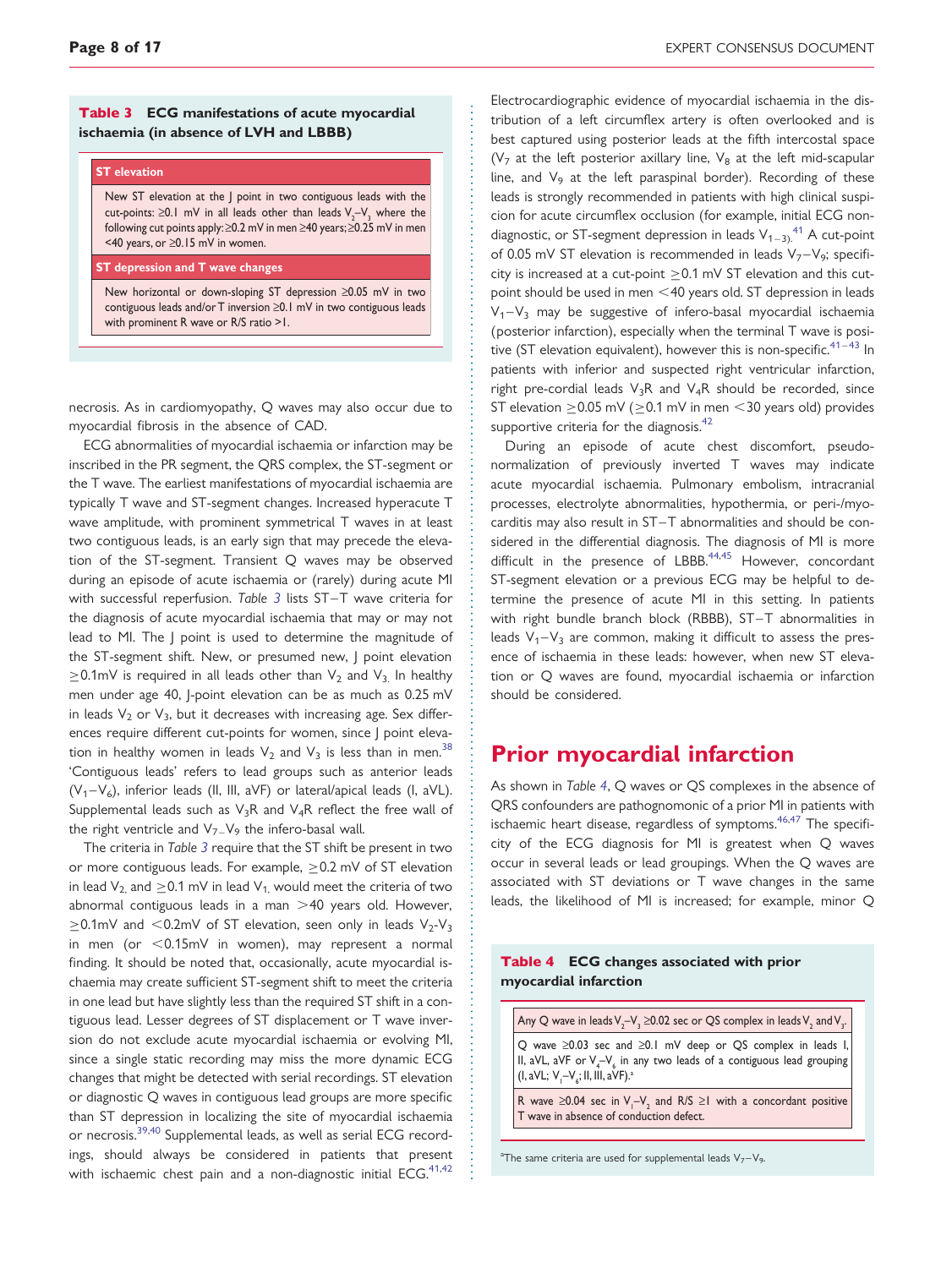**Table 3 ECG manifestations of acute myocardial ischaemia (in absence of LVH and LBBB)**

| ST elevation |
|---|
| New ST elevation at the J point in two contiguous leads with the cut-points: ≥0.1 mV in all leads other than leads $V_2$–$V_3$ where the following cut points apply: ≥0.2 mV in men ≥40 years; ≥0.25 mV in men <40 years, or ≥0.15 mV in women. |
| **ST depression and T wave changes** |
| New horizontal or down-sloping ST depression ≥0.05 mV in two contiguous leads and/or T inversion ≥0.1 mV in two contiguous leads with prominent R wave or R/S ratio >1. |

necrosis. As in cardiomyopathy, Q waves may also occur due to myocardial fibrosis in the absence of CAD.

ECG abnormalities of myocardial ischaemia or infarction may be inscribed in the PR segment, the QRS complex, the ST-segment or the T wave. The earliest manifestations of myocardial ischaemia are typically T wave and ST-segment changes. Increased hyperacute T wave amplitude, with prominent symmetrical T waves in at least two contiguous leads, is an early sign that may precede the elevation of the ST-segment. Transient Q waves may be observed during an episode of acute ischaemia or (rarely) during acute MI with successful reperfusion. *Table 3* lists ST−T wave criteria for the diagnosis of acute myocardial ischaemia that may or may not lead to MI. The J point is used to determine the magnitude of the ST-segment shift. New, or presumed new, J point elevation ≥0.1mV is required in all leads other than $V_2$ and $V_3$. In healthy men under age 40, J-point elevation can be as much as 0.25 mV in leads $V_2$ or $V_3$, but it decreases with increasing age. Sex differences require different cut-points for women, since J point elevation in healthy women in leads $V_2$ and $V_3$ is less than in men.[38] 'Contiguous leads' refers to lead groups such as anterior leads ($V_1$−$V_6$), inferior leads (II, III, aVF) or lateral/apical leads (I, aVL). Supplemental leads such as $V_3$R and $V_4$R reflect the free wall of the right ventricle and $V_7$–$V_9$ the infero-basal wall.

The criteria in *Table 3* require that the ST shift be present in two or more contiguous leads. For example, ≥0.2 mV of ST elevation in lead $V_2$, and ≥0.1 mV in lead $V_1$, would meet the criteria of two abnormal contiguous leads in a man >40 years old. However, ≥0.1mV and <0.2mV of ST elevation, seen only in leads $V_2$-$V_3$ in men (or <0.15mV in women), may represent a normal finding. It should be noted that, occasionally, acute myocardial ischaemia may create sufficient ST-segment shift to meet the criteria in one lead but have slightly less than the required ST shift in a contiguous lead. Lesser degrees of ST displacement or T wave inversion do not exclude acute myocardial ischaemia or evolving MI, since a single static recording may miss the more dynamic ECG changes that might be detected with serial recordings. ST elevation or diagnostic Q waves in contiguous lead groups are more specific than ST depression in localizing the site of myocardial ischaemia or necrosis.[39,40] Supplemental leads, as well as serial ECG recordings, should always be considered in patients that present with ischaemic chest pain and a non-diagnostic initial ECG.[41,42]

Electrocardiographic evidence of myocardial ischaemia in the distribution of a left circumflex artery is often overlooked and is best captured using posterior leads at the fifth intercostal space ($V_7$ at the left posterior axillary line, $V_8$ at the left mid-scapular line, and $V_9$ at the left paraspinal border). Recording of these leads is strongly recommended in patients with high clinical suspicion for acute circumflex occlusion (for example, initial ECG non-diagnostic, or ST-segment depression in leads $V_{1-3}$).[41] A cut-point of 0.05 mV ST elevation is recommended in leads $V_7$−$V_9$; specificity is increased at a cut-point ≥0.1 mV ST elevation and this cut-point should be used in men <40 years old. ST depression in leads $V_1$−$V_3$ may be suggestive of infero-basal myocardial ischaemia (posterior infarction), especially when the terminal T wave is positive (ST elevation equivalent), however this is non-specific.[41–43] In patients with inferior and suspected right ventricular infarction, right pre-cordial leads $V_3$R and $V_4$R should be recorded, since ST elevation ≥0.05 mV (≥0.1 mV in men <30 years old) provides supportive criteria for the diagnosis.[42]

During an episode of acute chest discomfort, pseudo-normalization of previously inverted T waves may indicate acute myocardial ischaemia. Pulmonary embolism, intracranial processes, electrolyte abnormalities, hypothermia, or peri-/myocarditis may also result in ST−T abnormalities and should be considered in the differential diagnosis. The diagnosis of MI is more difficult in the presence of LBBB.[44,45] However, concordant ST-segment elevation or a previous ECG may be helpful to determine the presence of acute MI in this setting. In patients with right bundle branch block (RBBB), ST−T abnormalities in leads $V_1$−$V_3$ are common, making it difficult to assess the presence of ischaemia in these leads: however, when new ST elevation or Q waves are found, myocardial ischaemia or infarction should be considered.

# Prior myocardial infarction

As shown in *Table 4*, Q waves or QS complexes in the absence of QRS confounders are pathognomonic of a prior MI in patients with ischaemic heart disease, regardless of symptoms.[46,47] The specificity of the ECG diagnosis for MI is greatest when Q waves occur in several leads or lead groupings. When the Q waves are associated with ST deviations or T wave changes in the same leads, the likelihood of MI is increased; for example, minor Q

**Table 4 ECG changes associated with prior myocardial infarction**

| |
|---|
| Any Q wave in leads $V_2$–$V_3$ ≥0.02 sec or QS complex in leads $V_2$ and $V_3$. |
| Q wave ≥0.03 sec and ≥0.1 mV deep or QS complex in leads I, II, aVL, aVF or $V_4$–$V_6$ in any two leads of a contiguous lead grouping (I, aVL; $V_1$–$V_6$; II, III, aVF).[a] |
| R wave ≥0.04 sec in $V_1$–$V_2$ and R/S ≥1 with a concordant positive T wave in absence of conduction defect. |

[a]The same criteria are used for supplemental leads $V_7$–$V_9$.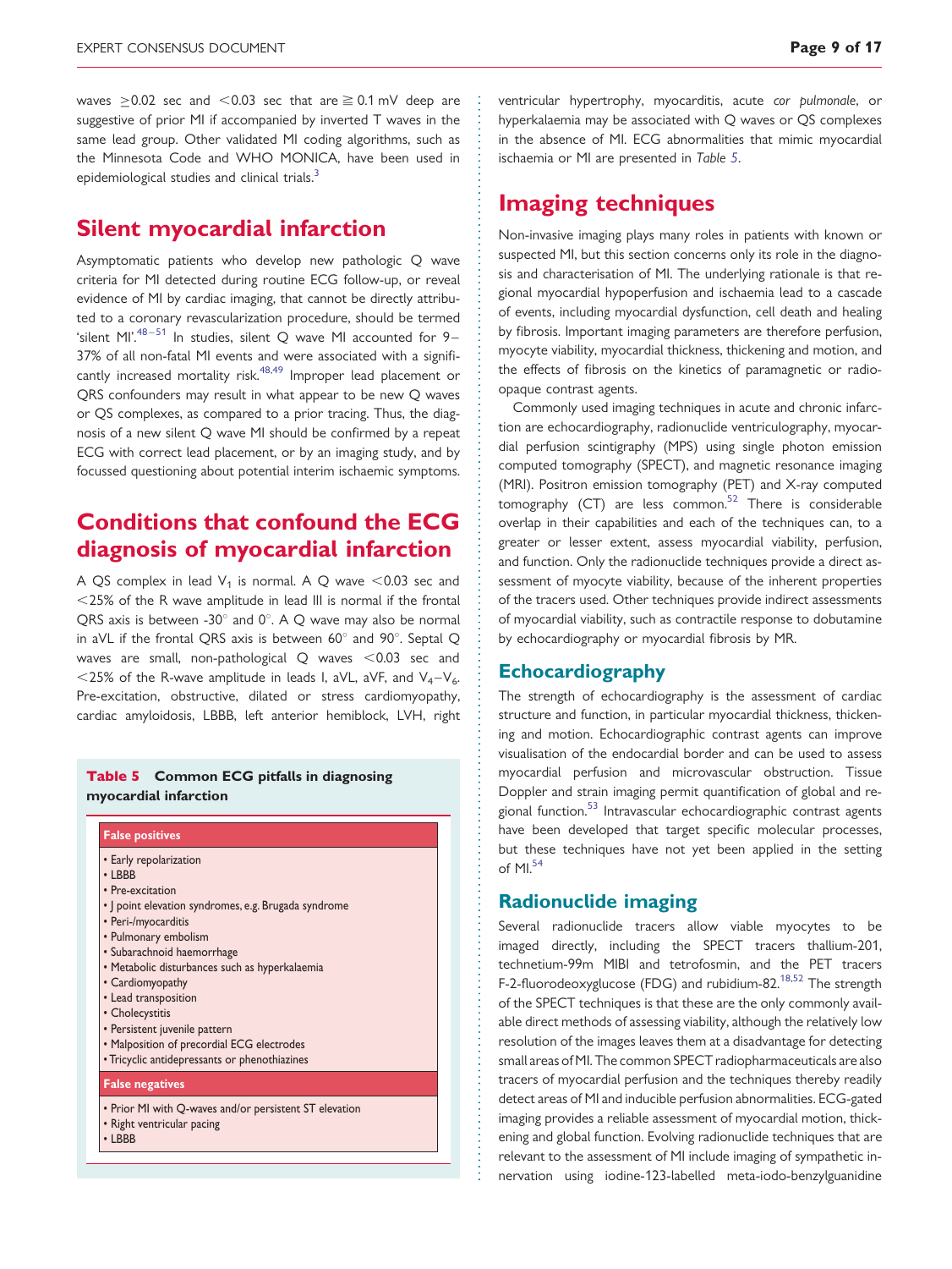waves ≥0.02 sec and <0.03 sec that are ≧ 0.1 mV deep are suggestive of prior MI if accompanied by inverted T waves in the same lead group. Other validated MI coding algorithms, such as the Minnesota Code and WHO MONICA, have been used in epidemiological studies and clinical trials.[3]

## Silent myocardial infarction

Asymptomatic patients who develop new pathologic Q wave criteria for MI detected during routine ECG follow-up, or reveal evidence of MI by cardiac imaging, that cannot be directly attributed to a coronary revascularization procedure, should be termed 'silent MI'.[48–51] In studies, silent Q wave MI accounted for 9–37% of all non-fatal MI events and were associated with a significantly increased mortality risk.[48,49] Improper lead placement or QRS confounders may result in what appear to be new Q waves or QS complexes, as compared to a prior tracing. Thus, the diagnosis of a new silent Q wave MI should be confirmed by a repeat ECG with correct lead placement, or by an imaging study, and by focussed questioning about potential interim ischaemic symptoms.

## Conditions that confound the ECG diagnosis of myocardial infarction

A QS complex in lead $V_1$ is normal. A Q wave <0.03 sec and <25% of the R wave amplitude in lead III is normal if the frontal QRS axis is between -30° and 0°. A Q wave may also be normal in aVL if the frontal QRS axis is between 60° and 90°. Septal Q waves are small, non-pathological Q waves <0.03 sec and <25% of the R-wave amplitude in leads I, aVL, aVF, and $V_4$–$V_6$. Pre-excitation, obstructive, dilated or stress cardiomyopathy, cardiac amyloidosis, LBBB, left anterior hemiblock, LVH, right ventricular hypertrophy, myocarditis, acute *cor pulmonale*, or hyperkalaemia may be associated with Q waves or QS complexes in the absence of MI. ECG abnormalities that mimic myocardial ischaemia or MI are presented in *Table 5*.

**Table 5 Common ECG pitfalls in diagnosing myocardial infarction**

| False positives |
|---|
| • Early repolarization |
| • LBBB |
| • Pre-excitation |
| • J point elevation syndromes, e.g. Brugada syndrome |
| • Peri-/myocarditis |
| • Pulmonary embolism |
| • Subarachnoid haemorrhage |
| • Metabolic disturbances such as hyperkalaemia |
| • Cardiomyopathy |
| • Lead transposition |
| • Cholecystitis |
| • Persistent juvenile pattern |
| • Malposition of precordial ECG electrodes |
| • Tricyclic antidepressants or phenothiazines |
| **False negatives** |
| • Prior MI with Q-waves and/or persistent ST elevation |
| • Right ventricular pacing |
| • LBBB |

## Imaging techniques

Non-invasive imaging plays many roles in patients with known or suspected MI, but this section concerns only its role in the diagnosis and characterisation of MI. The underlying rationale is that regional myocardial hypoperfusion and ischaemia lead to a cascade of events, including myocardial dysfunction, cell death and healing by fibrosis. Important imaging parameters are therefore perfusion, myocyte viability, myocardial thickness, thickening and motion, and the effects of fibrosis on the kinetics of paramagnetic or radio-opaque contrast agents.

Commonly used imaging techniques in acute and chronic infarction are echocardiography, radionuclide ventriculography, myocardial perfusion scintigraphy (MPS) using single photon emission computed tomography (SPECT), and magnetic resonance imaging (MRI). Positron emission tomography (PET) and X-ray computed tomography (CT) are less common.[52] There is considerable overlap in their capabilities and each of the techniques can, to a greater or lesser extent, assess myocardial viability, perfusion, and function. Only the radionuclide techniques provide a direct assessment of myocyte viability, because of the inherent properties of the tracers used. Other techniques provide indirect assessments of myocardial viability, such as contractile response to dobutamine by echocardiography or myocardial fibrosis by MR.

### Echocardiography

The strength of echocardiography is the assessment of cardiac structure and function, in particular myocardial thickness, thickening and motion. Echocardiographic contrast agents can improve visualisation of the endocardial border and can be used to assess myocardial perfusion and microvascular obstruction. Tissue Doppler and strain imaging permit quantification of global and regional function.[53] Intravascular echocardiographic contrast agents have been developed that target specific molecular processes, but these techniques have not yet been applied in the setting of MI.[54]

### Radionuclide imaging

Several radionuclide tracers allow viable myocytes to be imaged directly, including the SPECT tracers thallium-201, technetium-99m MIBI and tetrofosmin, and the PET tracers F-2-fluorodeoxyglucose (FDG) and rubidium-82.[18,52] The strength of the SPECT techniques is that these are the only commonly available direct methods of assessing viability, although the relatively low resolution of the images leaves them at a disadvantage for detecting small areas of MI. The common SPECT radiopharmaceuticals are also tracers of myocardial perfusion and the techniques thereby readily detect areas of MI and inducible perfusion abnormalities. ECG-gated imaging provides a reliable assessment of myocardial motion, thickening and global function. Evolving radionuclide techniques that are relevant to the assessment of MI include imaging of sympathetic innervation using iodine-123-labelled meta-iodo-benzylguanidine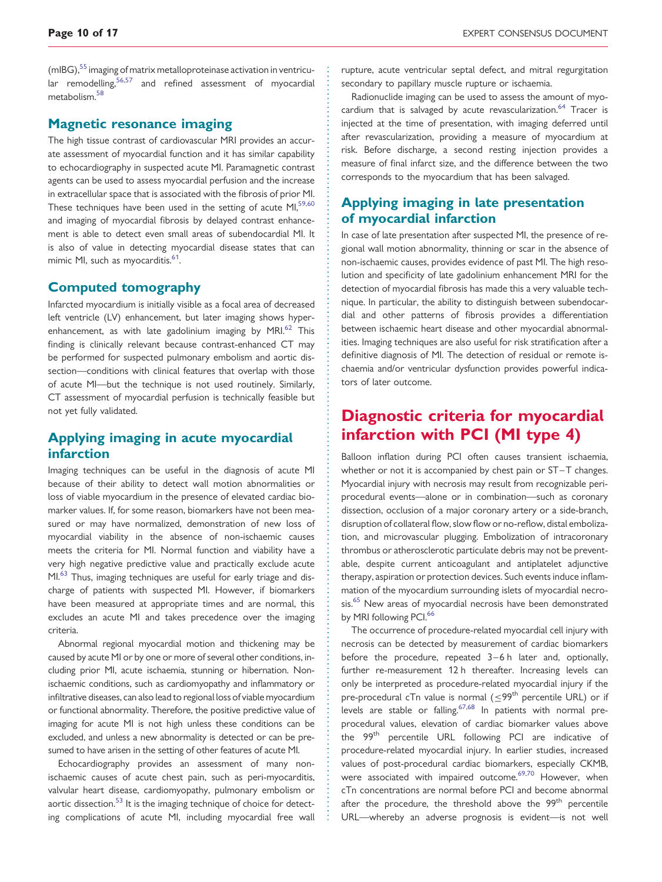(mIBG),[55] imaging of matrix metalloproteinase activation in ventricular remodelling,[56,57] and refined assessment of myocardial metabolism.[58]

## Magnetic resonance imaging

The high tissue contrast of cardiovascular MRI provides an accurate assessment of myocardial function and it has similar capability to echocardiography in suspected acute MI. Paramagnetic contrast agents can be used to assess myocardial perfusion and the increase in extracellular space that is associated with the fibrosis of prior MI. These techniques have been used in the setting of acute MI,[59,60] and imaging of myocardial fibrosis by delayed contrast enhancement is able to detect even small areas of subendocardial MI. It is also of value in detecting myocardial disease states that can mimic MI, such as myocarditis.[61].

## Computed tomography

Infarcted myocardium is initially visible as a focal area of decreased left ventricle (LV) enhancement, but later imaging shows hyperenhancement, as with late gadolinium imaging by MRI.[62] This finding is clinically relevant because contrast-enhanced CT may be performed for suspected pulmonary embolism and aortic dissection—conditions with clinical features that overlap with those of acute MI—but the technique is not used routinely. Similarly, CT assessment of myocardial perfusion is technically feasible but not yet fully validated.

## Applying imaging in acute myocardial infarction

Imaging techniques can be useful in the diagnosis of acute MI because of their ability to detect wall motion abnormalities or loss of viable myocardium in the presence of elevated cardiac biomarker values. If, for some reason, biomarkers have not been measured or may have normalized, demonstration of new loss of myocardial viability in the absence of non-ischaemic causes meets the criteria for MI. Normal function and viability have a very high negative predictive value and practically exclude acute MI.[63] Thus, imaging techniques are useful for early triage and discharge of patients with suspected MI. However, if biomarkers have been measured at appropriate times and are normal, this excludes an acute MI and takes precedence over the imaging criteria.

Abnormal regional myocardial motion and thickening may be caused by acute MI or by one or more of several other conditions, including prior MI, acute ischaemia, stunning or hibernation. Non-ischaemic conditions, such as cardiomyopathy and inflammatory or infiltrative diseases, can also lead to regional loss of viable myocardium or functional abnormality. Therefore, the positive predictive value of imaging for acute MI is not high unless these conditions can be excluded, and unless a new abnormality is detected or can be presumed to have arisen in the setting of other features of acute MI.

Echocardiography provides an assessment of many non-ischaemic causes of acute chest pain, such as peri-myocarditis, valvular heart disease, cardiomyopathy, pulmonary embolism or aortic dissection.[53] It is the imaging technique of choice for detecting complications of acute MI, including myocardial free wall rupture, acute ventricular septal defect, and mitral regurgitation secondary to papillary muscle rupture or ischaemia.

Radionuclide imaging can be used to assess the amount of myocardium that is salvaged by acute revascularization.[64] Tracer is injected at the time of presentation, with imaging deferred until after revascularization, providing a measure of myocardium at risk. Before discharge, a second resting injection provides a measure of final infarct size, and the difference between the two corresponds to the myocardium that has been salvaged.

## Applying imaging in late presentation of myocardial infarction

In case of late presentation after suspected MI, the presence of regional wall motion abnormality, thinning or scar in the absence of non-ischaemic causes, provides evidence of past MI. The high resolution and specificity of late gadolinium enhancement MRI for the detection of myocardial fibrosis has made this a very valuable technique. In particular, the ability to distinguish between subendocardial and other patterns of fibrosis provides a differentiation between ischaemic heart disease and other myocardial abnormalities. Imaging techniques are also useful for risk stratification after a definitive diagnosis of MI. The detection of residual or remote ischaemia and/or ventricular dysfunction provides powerful indicators of later outcome.

# Diagnostic criteria for myocardial infarction with PCI (MI type 4)

Balloon inflation during PCI often causes transient ischaemia, whether or not it is accompanied by chest pain or ST−T changes. Myocardial injury with necrosis may result from recognizable peri-procedural events—alone or in combination—such as coronary dissection, occlusion of a major coronary artery or a side-branch, disruption of collateral flow, slow flow or no-reflow, distal embolization, and microvascular plugging. Embolization of intracoronary thrombus or atherosclerotic particulate debris may not be preventable, despite current anticoagulant and antiplatelet adjunctive therapy, aspiration or protection devices. Such events induce inflammation of the myocardium surrounding islets of myocardial necrosis.[65] New areas of myocardial necrosis have been demonstrated by MRI following PCI.[66]

The occurrence of procedure-related myocardial cell injury with necrosis can be detected by measurement of cardiac biomarkers before the procedure, repeated 3–6 h later and, optionally, further re-measurement 12 h thereafter. Increasing levels can only be interpreted as procedure-related myocardial injury if the pre-procedural cTn value is normal ($\leq 99^{th}$ percentile URL) or if levels are stable or falling.[67,68] In patients with normal pre-procedural values, elevation of cardiac biomarker values above the $99^{th}$ percentile URL following PCI are indicative of procedure-related myocardial injury. In earlier studies, increased values of post-procedural cardiac biomarkers, especially CKMB, were associated with impaired outcome.[69,70] However, when cTn concentrations are normal before PCI and become abnormal after the procedure, the threshold above the $99^{th}$ percentile URL—whereby an adverse prognosis is evident—is not well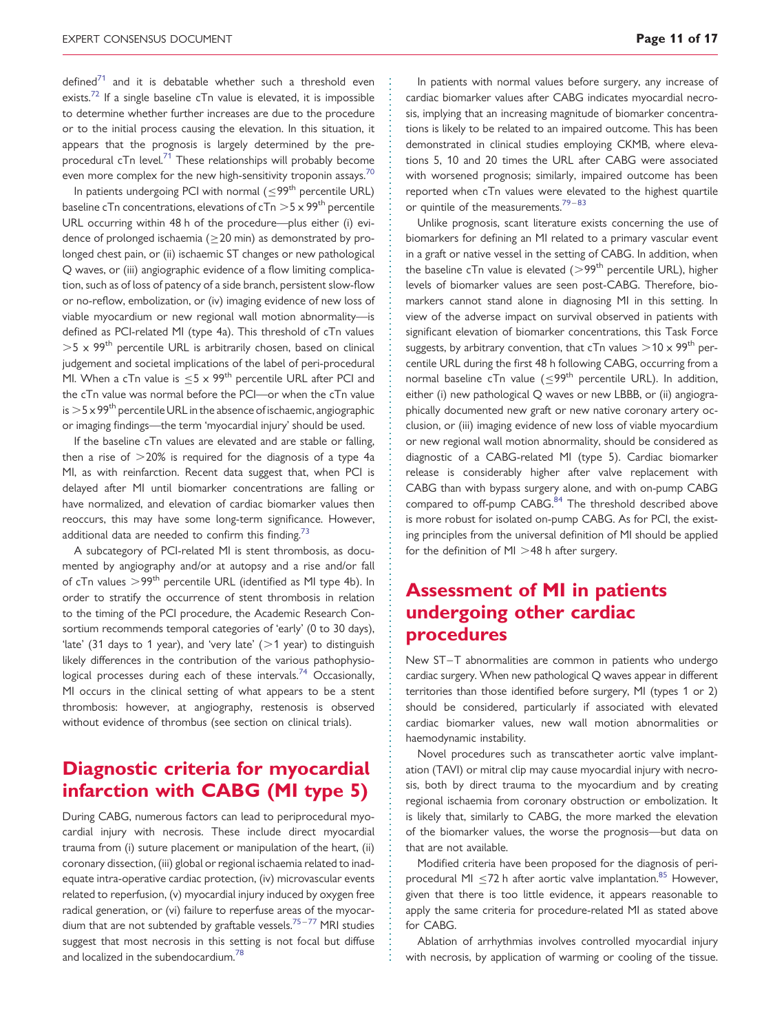defined[71] and it is debatable whether such a threshold even exists.[72] If a single baseline cTn value is elevated, it is impossible to determine whether further increases are due to the procedure or to the initial process causing the elevation. In this situation, it appears that the prognosis is largely determined by the pre-procedural cTn level.[71] These relationships will probably become even more complex for the new high-sensitivity troponin assays.[70]

In patients undergoing PCI with normal ($\leq 99^{th}$ percentile URL) baseline cTn concentrations, elevations of cTn $>5 \times 99^{th}$ percentile URL occurring within 48 h of the procedure—plus either (i) evidence of prolonged ischaemia ($\geq 20$ min) as demonstrated by prolonged chest pain, or (ii) ischaemic ST changes or new pathological Q waves, or (iii) angiographic evidence of a flow limiting complication, such as of loss of patency of a side branch, persistent slow-flow or no-reflow, embolization, or (iv) imaging evidence of new loss of viable myocardium or new regional wall motion abnormality—is defined as PCI-related MI (type 4a). This threshold of cTn values $>5 \times 99^{th}$ percentile URL is arbitrarily chosen, based on clinical judgement and societal implications of the label of peri-procedural MI. When a cTn value is $\leq 5 \times 99^{th}$ percentile URL after PCI and the cTn value was normal before the PCI—or when the cTn value is $>5 \times 99^{th}$ percentile URL in the absence of ischaemic, angiographic or imaging findings—the term 'myocardial injury' should be used.

If the baseline cTn values are elevated and are stable or falling, then a rise of $>20\%$ is required for the diagnosis of a type 4a MI, as with reinfarction. Recent data suggest that, when PCI is delayed after MI until biomarker concentrations are falling or have normalized, and elevation of cardiac biomarker values then reoccurs, this may have some long-term significance. However, additional data are needed to confirm this finding.[73]

A subcategory of PCI-related MI is stent thrombosis, as documented by angiography and/or at autopsy and a rise and/or fall of cTn values $>99^{th}$ percentile URL (identified as MI type 4b). In order to stratify the occurrence of stent thrombosis in relation to the timing of the PCI procedure, the Academic Research Consortium recommends temporal categories of 'early' (0 to 30 days), 'late' (31 days to 1 year), and 'very late' ($>1$ year) to distinguish likely differences in the contribution of the various pathophysiological processes during each of these intervals.[74] Occasionally, MI occurs in the clinical setting of what appears to be a stent thrombosis: however, at angiography, restenosis is observed without evidence of thrombus (see section on clinical trials).

## Diagnostic criteria for myocardial infarction with CABG (MI type 5)

During CABG, numerous factors can lead to periprocedural myocardial injury with necrosis. These include direct myocardial trauma from (i) suture placement or manipulation of the heart, (ii) coronary dissection, (iii) global or regional ischaemia related to inadequate intra-operative cardiac protection, (iv) microvascular events related to reperfusion, (v) myocardial injury induced by oxygen free radical generation, or (vi) failure to reperfuse areas of the myocardium that are not subtended by graftable vessels.[75–77] MRI studies suggest that most necrosis in this setting is not focal but diffuse and localized in the subendocardium.[78]

In patients with normal values before surgery, any increase of cardiac biomarker values after CABG indicates myocardial necrosis, implying that an increasing magnitude of biomarker concentrations is likely to be related to an impaired outcome. This has been demonstrated in clinical studies employing CKMB, where elevations 5, 10 and 20 times the URL after CABG were associated with worsened prognosis; similarly, impaired outcome has been reported when cTn values were elevated to the highest quartile or quintile of the measurements.[79–83]

Unlike prognosis, scant literature exists concerning the use of biomarkers for defining an MI related to a primary vascular event in a graft or native vessel in the setting of CABG. In addition, when the baseline cTn value is elevated ($>99^{th}$ percentile URL), higher levels of biomarker values are seen post-CABG. Therefore, biomarkers cannot stand alone in diagnosing MI in this setting. In view of the adverse impact on survival observed in patients with significant elevation of biomarker concentrations, this Task Force suggests, by arbitrary convention, that cTn values $>10 \times 99^{th}$ percentile URL during the first 48 h following CABG, occurring from a normal baseline cTn value ($\leq 99^{th}$ percentile URL). In addition, either (i) new pathological Q waves or new LBBB, or (ii) angiographically documented new graft or new native coronary artery occlusion, or (iii) imaging evidence of new loss of viable myocardium or new regional wall motion abnormality, should be considered as diagnostic of a CABG-related MI (type 5). Cardiac biomarker release is considerably higher after valve replacement with CABG than with bypass surgery alone, and with on-pump CABG compared to off-pump CABG.[84] The threshold described above is more robust for isolated on-pump CABG. As for PCI, the existing principles from the universal definition of MI should be applied for the definition of MI $>48$ h after surgery.

## Assessment of MI in patients undergoing other cardiac procedures

New ST–T abnormalities are common in patients who undergo cardiac surgery. When new pathological Q waves appear in different territories than those identified before surgery, MI (types 1 or 2) should be considered, particularly if associated with elevated cardiac biomarker values, new wall motion abnormalities or haemodynamic instability.

Novel procedures such as transcatheter aortic valve implantation (TAVI) or mitral clip may cause myocardial injury with necrosis, both by direct trauma to the myocardium and by creating regional ischaemia from coronary obstruction or embolization. It is likely that, similarly to CABG, the more marked the elevation of the biomarker values, the worse the prognosis—but data on that are not available.

Modified criteria have been proposed for the diagnosis of periprocedural MI $\leq 72$ h after aortic valve implantation.[85] However, given that there is too little evidence, it appears reasonable to apply the same criteria for procedure-related MI as stated above for CABG.

Ablation of arrhythmias involves controlled myocardial injury with necrosis, by application of warming or cooling of the tissue.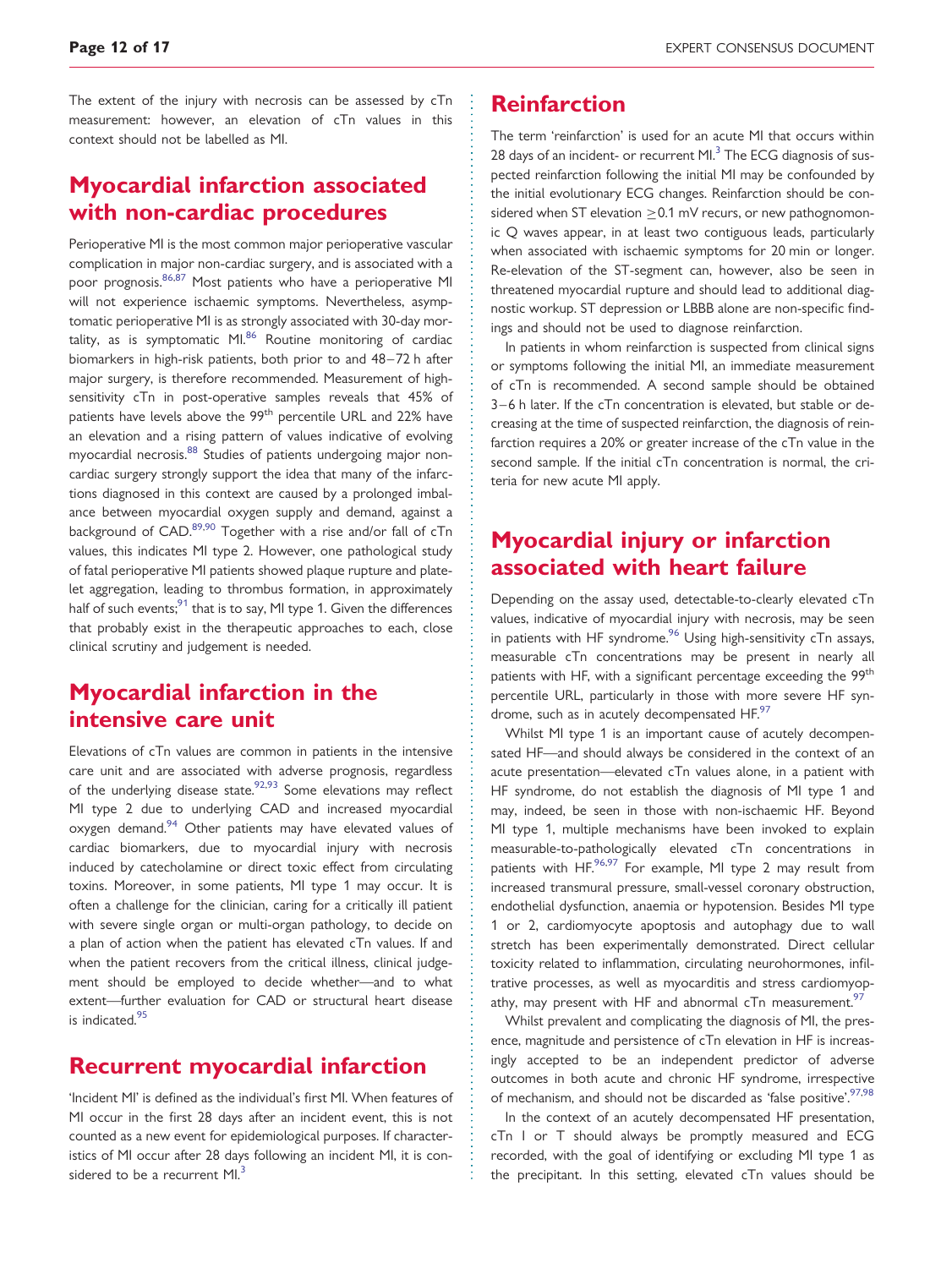The extent of the injury with necrosis can be assessed by cTn measurement: however, an elevation of cTn values in this context should not be labelled as MI.

## Myocardial infarction associated with non-cardiac procedures

Perioperative MI is the most common major perioperative vascular complication in major non-cardiac surgery, and is associated with a poor prognosis.[86,87] Most patients who have a perioperative MI will not experience ischaemic symptoms. Nevertheless, asymptomatic perioperative MI is as strongly associated with 30-day mortality, as is symptomatic MI.[86] Routine monitoring of cardiac biomarkers in high-risk patients, both prior to and 48–72 h after major surgery, is therefore recommended. Measurement of high-sensitivity cTn in post-operative samples reveals that 45% of patients have levels above the 99[th] percentile URL and 22% have an elevation and a rising pattern of values indicative of evolving myocardial necrosis.[88] Studies of patients undergoing major non-cardiac surgery strongly support the idea that many of the infarctions diagnosed in this context are caused by a prolonged imbalance between myocardial oxygen supply and demand, against a background of CAD.[89,90] Together with a rise and/or fall of cTn values, this indicates MI type 2. However, one pathological study of fatal perioperative MI patients showed plaque rupture and platelet aggregation, leading to thrombus formation, in approximately half of such events;[91] that is to say, MI type 1. Given the differences that probably exist in the therapeutic approaches to each, close clinical scrutiny and judgement is needed.

## Myocardial infarction in the intensive care unit

Elevations of cTn values are common in patients in the intensive care unit and are associated with adverse prognosis, regardless of the underlying disease state.[92,93] Some elevations may reflect MI type 2 due to underlying CAD and increased myocardial oxygen demand.[94] Other patients may have elevated values of cardiac biomarkers, due to myocardial injury with necrosis induced by catecholamine or direct toxic effect from circulating toxins. Moreover, in some patients, MI type 1 may occur. It is often a challenge for the clinician, caring for a critically ill patient with severe single organ or multi-organ pathology, to decide on a plan of action when the patient has elevated cTn values. If and when the patient recovers from the critical illness, clinical judgement should be employed to decide whether—and to what extent—further evaluation for CAD or structural heart disease is indicated.[95]

## Recurrent myocardial infarction

'Incident MI' is defined as the individual's first MI. When features of MI occur in the first 28 days after an incident event, this is not counted as a new event for epidemiological purposes. If characteristics of MI occur after 28 days following an incident MI, it is considered to be a recurrent MI.[3]

## Reinfarction

The term 'reinfarction' is used for an acute MI that occurs within 28 days of an incident- or recurrent MI.[3] The ECG diagnosis of suspected reinfarction following the initial MI may be confounded by the initial evolutionary ECG changes. Reinfarction should be considered when ST elevation $\geq$0.1 mV recurs, or new pathognomonic Q waves appear, in at least two contiguous leads, particularly when associated with ischaemic symptoms for 20 min or longer. Re-elevation of the ST-segment can, however, also be seen in threatened myocardial rupture and should lead to additional diagnostic workup. ST depression or LBBB alone are non-specific findings and should not be used to diagnose reinfarction.

In patients in whom reinfarction is suspected from clinical signs or symptoms following the initial MI, an immediate measurement of cTn is recommended. A second sample should be obtained 3–6 h later. If the cTn concentration is elevated, but stable or decreasing at the time of suspected reinfarction, the diagnosis of reinfarction requires a 20% or greater increase of the cTn value in the second sample. If the initial cTn concentration is normal, the criteria for new acute MI apply.

## Myocardial injury or infarction associated with heart failure

Depending on the assay used, detectable-to-clearly elevated cTn values, indicative of myocardial injury with necrosis, may be seen in patients with HF syndrome.[96] Using high-sensitivity cTn assays, measurable cTn concentrations may be present in nearly all patients with HF, with a significant percentage exceeding the 99[th] percentile URL, particularly in those with more severe HF syndrome, such as in acutely decompensated HF.[97]

Whilst MI type 1 is an important cause of acutely decompensated HF—and should always be considered in the context of an acute presentation—elevated cTn values alone, in a patient with HF syndrome, do not establish the diagnosis of MI type 1 and may, indeed, be seen in those with non-ischaemic HF. Beyond MI type 1, multiple mechanisms have been invoked to explain measurable-to-pathologically elevated cTn concentrations in patients with HF.[96,97] For example, MI type 2 may result from increased transmural pressure, small-vessel coronary obstruction, endothelial dysfunction, anaemia or hypotension. Besides MI type 1 or 2, cardiomyocyte apoptosis and autophagy due to wall stretch has been experimentally demonstrated. Direct cellular toxicity related to inflammation, circulating neurohormones, infiltrative processes, as well as myocarditis and stress cardiomyopathy, may present with HF and abnormal cTn measurement.[97]

Whilst prevalent and complicating the diagnosis of MI, the presence, magnitude and persistence of cTn elevation in HF is increasingly accepted to be an independent predictor of adverse outcomes in both acute and chronic HF syndrome, irrespective of mechanism, and should not be discarded as 'false positive'.[97,98]

In the context of an acutely decompensated HF presentation, cTn I or T should always be promptly measured and ECG recorded, with the goal of identifying or excluding MI type 1 as the precipitant. In this setting, elevated cTn values should be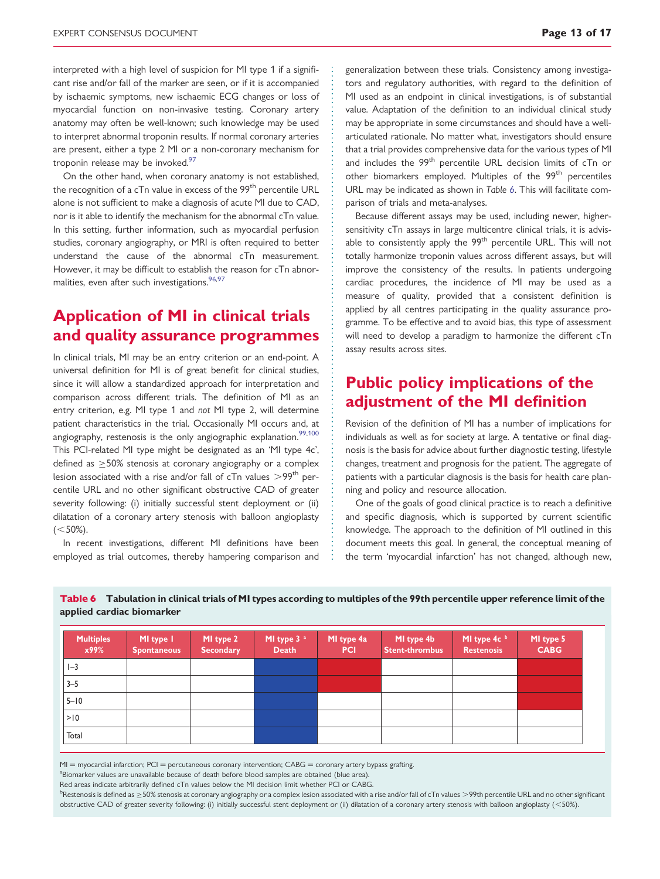interpreted with a high level of suspicion for MI type 1 if a significant rise and/or fall of the marker are seen, or if it is accompanied by ischaemic symptoms, new ischaemic ECG changes or loss of myocardial function on non-invasive testing. Coronary artery anatomy may often be well-known; such knowledge may be used to interpret abnormal troponin results. If normal coronary arteries are present, either a type 2 MI or a non-coronary mechanism for troponin release may be invoked.[97]

On the other hand, when coronary anatomy is not established, the recognition of a cTn value in excess of the 99th percentile URL alone is not sufficient to make a diagnosis of acute MI due to CAD, nor is it able to identify the mechanism for the abnormal cTn value. In this setting, further information, such as myocardial perfusion studies, coronary angiography, or MRI is often required to better understand the cause of the abnormal cTn measurement. However, it may be difficult to establish the reason for cTn abnormalities, even after such investigations.[96,97]

## Application of MI in clinical trials and quality assurance programmes

In clinical trials, MI may be an entry criterion or an end-point. A universal definition for MI is of great benefit for clinical studies, since it will allow a standardized approach for interpretation and comparison across different trials. The definition of MI as an entry criterion, e.g. MI type 1 and *not* MI type 2, will determine patient characteristics in the trial. Occasionally MI occurs and, at angiography, restenosis is the only angiographic explanation.[99,100] This PCI-related MI type might be designated as an 'MI type 4c', defined as ≥50% stenosis at coronary angiography or a complex lesion associated with a rise and/or fall of cTn values >99th percentile URL and no other significant obstructive CAD of greater severity following: (i) initially successful stent deployment or (ii) dilatation of a coronary artery stenosis with balloon angioplasty (<50%).

In recent investigations, different MI definitions have been employed as trial outcomes, thereby hampering comparison and generalization between these trials. Consistency among investigators and regulatory authorities, with regard to the definition of MI used as an endpoint in clinical investigations, is of substantial value. Adaptation of the definition to an individual clinical study may be appropriate in some circumstances and should have a well-articulated rationale. No matter what, investigators should ensure that a trial provides comprehensive data for the various types of MI and includes the 99th percentile URL decision limits of cTn or other biomarkers employed. Multiples of the 99th percentiles URL may be indicated as shown in *Table 6*. This will facilitate comparison of trials and meta-analyses.

Because different assays may be used, including newer, higher-sensitivity cTn assays in large multicentre clinical trials, it is advisable to consistently apply the 99th percentile URL. This will not totally harmonize troponin values across different assays, but will improve the consistency of the results. In patients undergoing cardiac procedures, the incidence of MI may be used as a measure of quality, provided that a consistent definition is applied by all centres participating in the quality assurance programme. To be effective and to avoid bias, this type of assessment will need to develop a paradigm to harmonize the different cTn assay results across sites.

## Public policy implications of the adjustment of the MI definition

Revision of the definition of MI has a number of implications for individuals as well as for society at large. A tentative or final diagnosis is the basis for advice about further diagnostic testing, lifestyle changes, treatment and prognosis for the patient. The aggregate of patients with a particular diagnosis is the basis for health care planning and policy and resource allocation.

One of the goals of good clinical practice is to reach a definitive and specific diagnosis, which is supported by current scientific knowledge. The approach to the definition of MI outlined in this document meets this goal. In general, the conceptual meaning of the term 'myocardial infarction' has not changed, although new,

**Table 6** **Tabulation in clinical trials of MI types according to multiples of the 99th percentile upper reference limit of the applied cardiac biomarker**

| Multiples x99% | MI type 1 Spontaneous | MI type 2 Secondary | MI type 3 [a] Death | MI type 4a PCI | MI type 4b Stent-thrombus | MI type 4c [b] Restenosis | MI type 5 CABG |
|---|---|---|---|---|---|---|---|
| 1–3 | | | | | | | |
| 3–5 | | | | | | | |
| 5–10 | | | | | | | |
| >10 | | | | | | | |
| Total | | | | | | | |

MI = myocardial infarction; PCI = percutaneous coronary intervention; CABG = coronary artery bypass grafting.

[a]Biomarker values are unavailable because of death before blood samples are obtained (blue area).

Red areas indicate arbitrarily defined cTn values below the MI decision limit whether PCI or CABG.

[b]Restenosis is defined as ≥50% stenosis at coronary angiography or a complex lesion associated with a rise and/or fall of cTn values >99th percentile URL and no other significant obstructive CAD of greater severity following: (i) initially successful stent deployment or (ii) dilatation of a coronary artery stenosis with balloon angioplasty (<50%).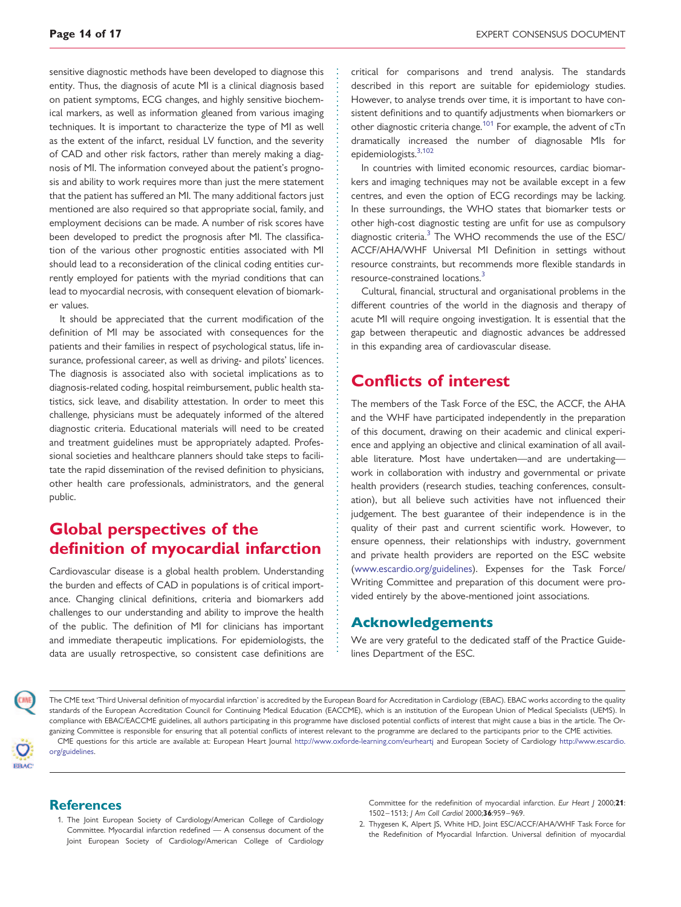sensitive diagnostic methods have been developed to diagnose this entity. Thus, the diagnosis of acute MI is a clinical diagnosis based on patient symptoms, ECG changes, and highly sensitive biochemical markers, as well as information gleaned from various imaging techniques. It is important to characterize the type of MI as well as the extent of the infarct, residual LV function, and the severity of CAD and other risk factors, rather than merely making a diagnosis of MI. The information conveyed about the patient's prognosis and ability to work requires more than just the mere statement that the patient has suffered an MI. The many additional factors just mentioned are also required so that appropriate social, family, and employment decisions can be made. A number of risk scores have been developed to predict the prognosis after MI. The classification of the various other prognostic entities associated with MI should lead to a reconsideration of the clinical coding entities currently employed for patients with the myriad conditions that can lead to myocardial necrosis, with consequent elevation of biomarker values.

It should be appreciated that the current modification of the definition of MI may be associated with consequences for the patients and their families in respect of psychological status, life insurance, professional career, as well as driving- and pilots' licences. The diagnosis is associated also with societal implications as to diagnosis-related coding, hospital reimbursement, public health statistics, sick leave, and disability attestation. In order to meet this challenge, physicians must be adequately informed of the altered diagnostic criteria. Educational materials will need to be created and treatment guidelines must be appropriately adapted. Professional societies and healthcare planners should take steps to facilitate the rapid dissemination of the revised definition to physicians, other health care professionals, administrators, and the general public.

# Global perspectives of the definition of myocardial infarction

Cardiovascular disease is a global health problem. Understanding the burden and effects of CAD in populations is of critical importance. Changing clinical definitions, criteria and biomarkers add challenges to our understanding and ability to improve the health of the public. The definition of MI for clinicians has important and immediate therapeutic implications. For epidemiologists, the data are usually retrospective, so consistent case definitions are critical for comparisons and trend analysis. The standards described in this report are suitable for epidemiology studies. However, to analyse trends over time, it is important to have consistent definitions and to quantify adjustments when biomarkers or other diagnostic criteria change.[101] For example, the advent of cTn dramatically increased the number of diagnosable MIs for epidemiologists.[3,102]

In countries with limited economic resources, cardiac biomarkers and imaging techniques may not be available except in a few centres, and even the option of ECG recordings may be lacking. In these surroundings, the WHO states that biomarker tests or other high-cost diagnostic testing are unfit for use as compulsory diagnostic criteria.[3] The WHO recommends the use of the ESC/ACCF/AHA/WHF Universal MI Definition in settings without resource constraints, but recommends more flexible standards in resource-constrained locations.[3]

Cultural, financial, structural and organisational problems in the different countries of the world in the diagnosis and therapy of acute MI will require ongoing investigation. It is essential that the gap between therapeutic and diagnostic advances be addressed in this expanding area of cardiovascular disease.

# Conflicts of interest

The members of the Task Force of the ESC, the ACCF, the AHA and the WHF have participated independently in the preparation of this document, drawing on their academic and clinical experience and applying an objective and clinical examination of all available literature. Most have undertaken—and are undertaking—work in collaboration with industry and governmental or private health providers (research studies, teaching conferences, consultation), but all believe such activities have not influenced their judgement. The best guarantee of their independence is in the quality of their past and current scientific work. However, to ensure openness, their relationships with industry, government and private health providers are reported on the ESC website (www.escardio.org/guidelines). Expenses for the Task Force/Writing Committee and preparation of this document were provided entirely by the above-mentioned joint associations.

## Acknowledgements

We are very grateful to the dedicated staff of the Practice Guidelines Department of the ESC.

The CME text 'Third Universal definition of myocardial infarction' is accredited by the European Board for Accreditation in Cardiology (EBAC). EBAC works according to the quality standards of the European Accreditation Council for Continuing Medical Education (EACCME), which is an institution of the European Union of Medical Specialists (UEMS). In compliance with EBAC/EACCME guidelines, all authors participating in this programme have disclosed potential conflicts of interest that might cause a bias in the article. The Organizing Committee is responsible for ensuring that all potential conflicts of interest relevant to the programme are declared to the participants prior to the CME activities.

CME questions for this article are available at: European Heart Journal http://www.oxforde-learning.com/eurheartj and European Society of Cardiology http://www.escardio.org/guidelines.

## References

1. The Joint European Society of Cardiology/American College of Cardiology Committee. Myocardial infarction redefined — A consensus document of the Joint European Society of Cardiology/American College of Cardiology Committee for the redefinition of myocardial infarction. *Eur Heart J* 2000;**21**:1502–1513; *J Am Coll Cardiol* 2000;**36**:959–969.
2. Thygesen K, Alpert JS, White HD, Joint ESC/ACCF/AHA/WHF Task Force for the Redefinition of Myocardial Infarction. Universal definition of myocardial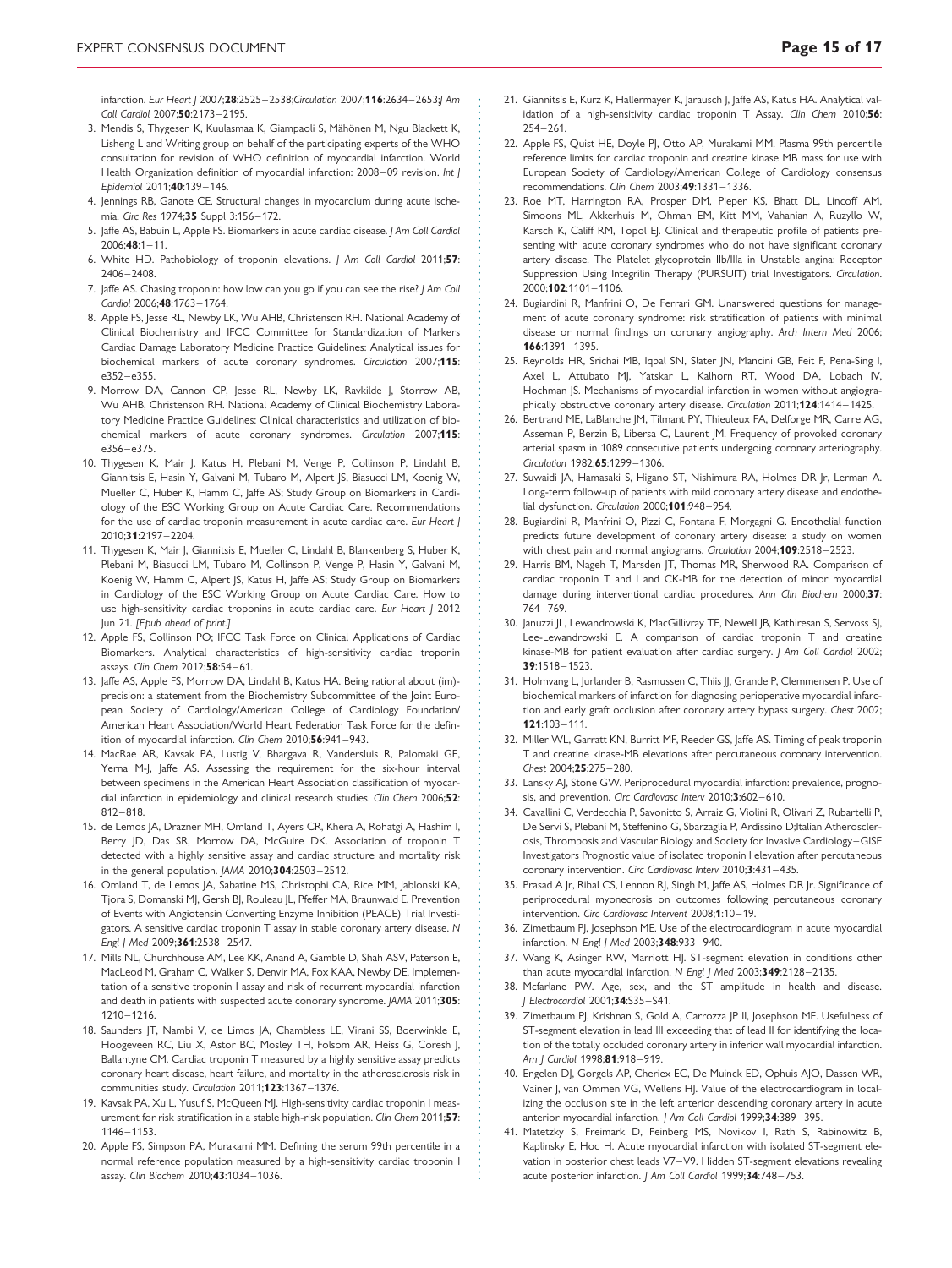infarction. *Eur Heart J* 2007;**28**:2525–2538;*Circulation* 2007;**116**:2634–2653;*J Am Coll Cardiol* 2007;**50**:2173–2195.

3. Mendis S, Thygesen K, Kuulasmaa K, Giampaoli S, Mähönen M, Ngu Blackett K, Lisheng L and Writing group on behalf of the participating experts of the WHO consultation for revision of WHO definition of myocardial infarction. World Health Organization definition of myocardial infarction: 2008–09 revision. *Int J Epidemiol* 2011;**40**:139–146.
4. Jennings RB, Ganote CE. Structural changes in myocardium during acute ischemia. *Circ Res* 1974;**35** Suppl 3:156–172.
5. Jaffe AS, Babuin L, Apple FS. Biomarkers in acute cardiac disease. *J Am Coll Cardiol* 2006;**48**:1–11.
6. White HD. Pathobiology of troponin elevations. *J Am Coll Cardiol* 2011;**57**: 2406–2408.
7. Jaffe AS. Chasing troponin: how low can you go if you can see the rise? *J Am Coll Cardiol* 2006;**48**:1763–1764.
8. Apple FS, Jesse RL, Newby LK, Wu AHB, Christenson RH. National Academy of Clinical Biochemistry and IFCC Committee for Standardization of Markers Cardiac Damage Laboratory Medicine Practice Guidelines: Analytical issues for biochemical markers of acute coronary syndromes. *Circulation* 2007;**115**: e352–e355.
9. Morrow DA, Cannon CP, Jesse RL, Newby LK, Ravkilde J, Storrow AB, Wu AHB, Christenson RH. National Academy of Clinical Biochemistry Laboratory Medicine Practice Guidelines: Clinical characteristics and utilization of biochemical markers of acute coronary syndromes. *Circulation* 2007;**115**: e356–e375.
10. Thygesen K, Mair J, Katus H, Plebani M, Venge P, Collinson P, Lindahl B, Giannitsis E, Hasin Y, Galvani M, Tubaro M, Alpert JS, Biasucci LM, Koenig W, Mueller C, Huber K, Hamm C, Jaffe AS; Study Group on Biomarkers in Cardiology of the ESC Working Group on Acute Cardiac Care. Recommendations for the use of cardiac troponin measurement in acute cardiac care. *Eur Heart J* 2010;**31**:2197–2204.
11. Thygesen K, Mair J, Giannitsis E, Mueller C, Lindahl B, Blankenberg S, Huber K, Plebani M, Biasucci LM, Tubaro M, Collinson P, Venge P, Hasin Y, Galvani M, Koenig W, Hamm C, Alpert JS, Katus H, Jaffe AS; Study Group on Biomarkers in Cardiology of the ESC Working Group on Acute Cardiac Care. How to use high-sensitivity cardiac troponins in acute cardiac care. *Eur Heart J* 2012 Jun 21. *[Epub ahead of print.]*
12. Apple FS, Collinson PO; IFCC Task Force on Clinical Applications of Cardiac Biomarkers. Analytical characteristics of high-sensitivity cardiac troponin assays. *Clin Chem* 2012;**58**:54–61.
13. Jaffe AS, Apple FS, Morrow DA, Lindahl B, Katus HA. Being rational about (im)-precision: a statement from the Biochemistry Subcommittee of the Joint European Society of Cardiology/American College of Cardiology Foundation/American Heart Association/World Heart Federation Task Force for the definition of myocardial infarction. *Clin Chem* 2010;**56**:941–943.
14. MacRae AR, Kavsak PA, Lustig V, Bhargava R, Vandersluis R, Palomaki GE, Yerna M-J, Jaffe AS. Assessing the requirement for the six-hour interval between specimens in the American Heart Association classification of myocardial infarction in epidemiology and clinical research studies. *Clin Chem* 2006;**52**: 812–818.
15. de Lemos JA, Drazner MH, Omland T, Ayers CR, Khera A, Rohatgi A, Hashim I, Berry JD, Das SR, Morrow DA, McGuire DK. Association of troponin T detected with a highly sensitive assay and cardiac structure and mortality risk in the general population. *JAMA* 2010;**304**:2503–2512.
16. Omland T, de Lemos JA, Sabatine MS, Christophi CA, Rice MM, Jablonski KA, Tjora S, Domanski MJ, Gersh BJ, Rouleau JL, Pfeffer MA, Braunwald E. Prevention of Events with Angiotensin Converting Enzyme Inhibition (PEACE) Trial Investigators. A sensitive cardiac troponin T assay in stable coronary artery disease. *N Engl J Med* 2009;**361**:2538–2547.
17. Mills NL, Churchhouse AM, Lee KK, Anand A, Gamble D, Shah ASV, Paterson E, MacLeod M, Graham C, Walker S, Denvir MA, Fox KAA, Newby DE. Implementation of a sensitive troponin I assay and risk of recurrent myocardial infarction and death in patients with suspected acute conorary syndrome. *JAMA* 2011;**305**: 1210–1216.
18. Saunders JT, Nambi V, de Limos JA, Chambless LE, Virani SS, Boerwinkle E, Hoogeveen RC, Liu X, Astor BC, Mosley TH, Folsom AR, Heiss G, Coresh J, Ballantyne CM. Cardiac troponin T measured by a highly sensitive assay predicts coronary heart disease, heart failure, and mortality in the atherosclerosis risk in communities study. *Circulation* 2011;**123**:1367–1376.
19. Kavsak PA, Xu L, Yusuf S, McQueen MJ. High-sensitivity cardiac troponin I measurement for risk stratification in a stable high-risk population. *Clin Chem* 2011;**57**: 1146–1153.
20. Apple FS, Simpson PA, Murakami MM. Defining the serum 99th percentile in a normal reference population measured by a high-sensitivity cardiac troponin I assay. *Clin Biochem* 2010;**43**:1034–1036.
21. Giannitsis E, Kurz K, Hallermayer K, Jarausch J, Jaffe AS, Katus HA. Analytical validation of a high-sensitivity cardiac troponin T Assay. *Clin Chem* 2010;**56**: 254–261.
22. Apple FS, Quist HE, Doyle PJ, Otto AP, Murakami MM. Plasma 99th percentile reference limits for cardiac troponin and creatine kinase MB mass for use with European Society of Cardiology/American College of Cardiology consensus recommendations. *Clin Chem* 2003;**49**:1331–1336.
23. Roe MT, Harrington RA, Prosper DM, Pieper KS, Bhatt DL, Lincoff AM, Simoons ML, Akkerhuis M, Ohman EM, Kitt MM, Vahanian A, Ruzyllo W, Karsch K, Califf RM, Topol EJ. Clinical and therapeutic profile of patients presenting with acute coronary syndromes who do not have significant coronary artery disease. The Platelet glycoprotein IIb/IIIa in Unstable angina: Receptor Suppression Using Integrilin Therapy (PURSUIT) trial Investigators. *Circulation*. 2000;**102**:1101–1106.
24. Bugiardini R, Manfrini O, De Ferrari GM. Unanswered questions for management of acute coronary syndrome: risk stratification of patients with minimal disease or normal findings on coronary angiography. *Arch Intern Med* 2006; **166**:1391–1395.
25. Reynolds HR, Srichai MB, Iqbal SN, Slater JN, Mancini GB, Feit F, Pena-Sing I, Axel L, Attubato MJ, Yatskar L, Kalhorn RT, Wood DA, Lobach IV, Hochman JS. Mechanisms of myocardial infarction in women without angiographically obstructive coronary artery disease. *Circulation* 2011;**124**:1414–1425.
26. Bertrand ME, LaBlanche JM, Tilmant PY, Thieuleux FA, Delforge MR, Carre AG, Asseman P, Berzin B, Libersa C, Laurent JM. Frequency of provoked coronary arterial spasm in 1089 consecutive patients undergoing coronary arteriography. *Circulation* 1982;**65**:1299–1306.
27. Suwaidi JA, Hamasaki S, Higano ST, Nishimura RA, Holmes DR Jr, Lerman A. Long-term follow-up of patients with mild coronary artery disease and endothelial dysfunction. *Circulation* 2000;**101**:948–954.
28. Bugiardini R, Manfrini O, Pizzi C, Fontana F, Morgagni G. Endothelial function predicts future development of coronary artery disease: a study on women with chest pain and normal angiograms. *Circulation* 2004;**109**:2518–2523.
29. Harris BM, Nageh T, Marsden JT, Thomas MR, Sherwood RA. Comparison of cardiac troponin T and I and CK-MB for the detection of minor myocardial damage during interventional cardiac procedures. *Ann Clin Biochem* 2000;**37**: 764–769.
30. Januzzi JL, Lewandrowski K, MacGillivray TE, Newell JB, Kathiresan S, Servoss SJ, Lee-Lewandrowski E. A comparison of cardiac troponin T and creatine kinase-MB for patient evaluation after cardiac surgery. *J Am Coll Cardiol* 2002; **39**:1518–1523.
31. Holmvang L, Jurlander B, Rasmussen C, Thiis JJ, Grande P, Clemmensen P. Use of biochemical markers of infarction for diagnosing perioperative myocardial infarction and early graft occlusion after coronary artery bypass surgery. *Chest* 2002; **121**:103–111.
32. Miller WL, Garratt KN, Burritt MF, Reeder GS, Jaffe AS. Timing of peak troponin T and creatine kinase-MB elevations after percutaneous coronary intervention. *Chest* 2004;**25**:275–280.
33. Lansky AJ, Stone GW. Periprocedural myocardial infarction: prevalence, prognosis, and prevention. *Circ Cardiovasc Interv* 2010;**3**:602–610.
34. Cavallini C, Verdecchia P, Savonitto S, Arraiz G, Violini R, Olivari Z, Rubartelli P, De Servi S, Plebani M, Steffenino G, Sbarzaglia P, Ardissino D;Italian Atherosclerosis, Thrombosis and Vascular Biology and Society for Invasive Cardiology–GISE Investigators Prognostic value of isolated troponin I elevation after percutaneous coronary intervention. *Circ Cardiovasc Interv* 2010;**3**:431–435.
35. Prasad A Jr, Rihal CS, Lennon RJ, Singh M, Jaffe AS, Holmes DR Jr. Significance of periprocedural myonecrosis on outcomes following percutaneous coronary intervention. *Circ Cardiovasc Intervent* 2008;**1**:10–19.
36. Zimetbaum PJ, Josephson ME. Use of the electrocardiogram in acute myocardial infarction. *N Engl J Med* 2003;**348**:933–940.
37. Wang K, Asinger RW, Marriott HJ. ST-segment elevation in conditions other than acute myocardial infarction. *N Engl J Med* 2003;**349**:2128–2135.
38. Mcfarlane PW. Age, sex, and the ST amplitude in health and disease. *J Electrocardiol* 2001;**34**:S35–S41.
39. Zimetbaum PJ, Krishnan S, Gold A, Carrozza JP II, Josephson ME. Usefulness of ST-segment elevation in lead III exceeding that of lead II for identifying the location of the totally occluded coronary artery in inferior wall myocardial infarction. *Am J Cardiol* 1998;**81**:918–919.
40. Engelen DJ, Gorgels AP, Cheriex EC, De Muinck ED, Ophuis AJO, Dassen WR, Vainer J, van Ommen VG, Wellens HJ. Value of the electrocardiogram in localizing the occlusion site in the left anterior descending coronary artery in acute anterior myocardial infarction. *J Am Coll Cardiol* 1999;**34**:389–395.
41. Matetzky S, Freimark D, Feinberg MS, Novikov I, Rath S, Rabinowitz B, Kaplinsky E, Hod H. Acute myocardial infarction with isolated ST-segment elevation in posterior chest leads V7–V9. Hidden ST-segment elevations revealing acute posterior infarction. *J Am Coll Cardiol* 1999;**34**:748–753.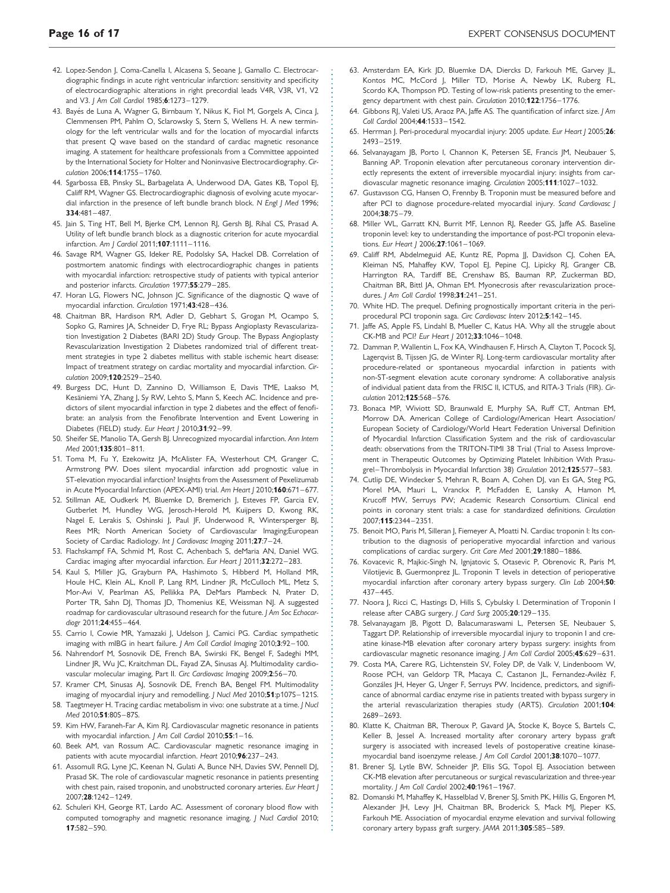42. Lopez-Sendon J, Coma-Canella I, Alcasena S, Seoane J, Gamallo C. Electrocardiographic findings in acute right ventricular infarction: sensitivity and specificity of electrocardiographic alterations in right precordial leads V4R, V3R, V1, V2 and V3. *J Am Coll Cardiol* 1985;**6**:1273–1279.
43. Bayés de Luna A, Wagner G, Birnbaum Y, Nikus K, Fiol M, Gorgels A, Cinca J, Clemmensen PM, Pahlm O, Sclarowsky S, Stern S, Wellens H. A new terminology for the left ventricular walls and for the location of myocardial infarcts that present Q wave based on the standard of cardiac magnetic resonance imaging. A statement for healthcare professionals from a Committee appointed by the International Society for Holter and Noninvasive Electrocardiography. *Circulation* 2006;**114**:1755–1760.
44. Sgarbossa EB, Pinsky SL, Barbagelata A, Underwood DA, Gates KB, Topol EJ, Califf RM, Wagner GS. Electrocardiographic diagnosis of evolving acute myocardial infarction in the presence of left bundle branch block. *N Engl J Med* 1996; **334**:481–487.
45. Jain S, Ting HT, Bell M, Bjerke CM, Lennon RJ, Gersh BJ, Rihal CS, Prasad A. Utility of left bundle branch block as a diagnostic criterion for acute myocardial infarction. *Am J Cardiol* 2011;**107**:1111–1116.
46. Savage RM, Wagner GS, Ideker RE, Podolsky SA, Hackel DB. Correlation of postmortem anatomic findings with electrocardiographic changes in patients with myocardial infarction: retrospective study of patients with typical anterior and posterior infarcts. *Circulation* 1977;**55**:279–285.
47. Horan LG, Flowers NC, Johnson JC. Significance of the diagnostic Q wave of myocardial infarction. *Circulation* 1971;**43**:428–436.
48. Chaitman BR, Hardison RM, Adler D, Gebhart S, Grogan M, Ocampo S, Sopko G, Ramires JA, Schneider D, Frye RL; Bypass Angioplasty Revascularization Investigation 2 Diabetes (BARI 2D) Study Group. The Bypass Angioplasty Revascularization Investigation 2 Diabetes randomized trial of different treatment strategies in type 2 diabetes mellitus with stable ischemic heart disease: Impact of treatment strategy on cardiac mortality and myocardial infarction. *Circulation* 2009;**120**:2529–2540.
49. Burgess DC, Hunt D, Zannino D, Williamson E, Davis TME, Laakso M, Kesäniemi YA, Zhang J, Sy RW, Lehto S, Mann S, Keech AC. Incidence and predictors of silent myocardial infarction in type 2 diabetes and the effect of fenofibrate: an analysis from the Fenofibrate Intervention and Event Lowering in Diabetes (FIELD) study. *Eur Heart J* 2010;**31**:92–99.
50. Sheifer SE, Manolio TA, Gersh BJ. Unrecognized myocardial infarction. *Ann Intern Med* 2001;**135**:801–811.
51. Toma M, Fu Y, Ezekowitz JA, McAlister FA, Westerhout CM, Granger C, Armstrong PW. Does silent myocardial infarction add prognostic value in ST-elevation myocardial infarction? Insights from the Assessment of Pexelizumab in Acute Myocardial Infarction (APEX-AMI) trial. *Am Heart J* 2010;**160**:671–677.
52. Stillman AE, Oudkerk M, Bluemke D, Bremerich J, Esteves FP, Garcia EV, Gutberlet M, Hundley WG, Jerosch-Herold M, Kuijpers D, Kwong RK, Nagel E, Lerakis S, Oshinski J, Paul JF, Underwood R, Wintersperger BJ, Rees MR; North American Society of Cardiovascular Imaging;European Society of Cardiac Radiology. *Int J Cardiovasc Imaging* 2011;**27**:7–24.
53. Flachskampf FA, Schmid M, Rost C, Achenbach S, deMaria AN, Daniel WG. Cardiac imaging after myocardial infarction. *Eur Heart J* 2011;**32**:272–283.
54. Kaul S, Miller JG, Grayburn PA, Hashimoto S, Hibberd M, Holland MR, Houle HC, Klein AL, Knoll P, Lang RM, Lindner JR, McCulloch ML, Metz S, Mor-Avi V, Pearlman AS, Pellikka PA, DeMars Plambeck N, Prater D, Porter TR, Sahn DJ, Thomas JD, Thomenius KE, Weissman NJ. A suggested roadmap for cardiovascular ultrasound research for the future. *J Am Soc Echocardiogr* 2011;**24**:455–464.
55. Carrio I, Cowie MR, Yamazaki J, Udelson J, Camici PG. Cardiac sympathetic imaging with mIBG in heart failure. *J Am Coll Cardiol Imaging* 2010;**3**:92–100.
56. Nahrendorf M, Sosnovik DE, French BA, Swirski FK, Bengel F, Sadeghi MM, Lindner JR, Wu JC, Kraitchman DL, Fayad ZA, Sinusas AJ. Multimodality cardiovascular molecular imaging, Part II. *Circ Cardiovasc Imaging* 2009;**2**:56–70.
57. Kramer CM, Sinusas AJ, Sosnovik DE, French BA, Bengel FM. Multimodality imaging of myocardial injury and remodelling. *J Nucl Med* 2010;**51**:p107S–121S.
58. Taegtmeyer H. Tracing cardiac metabolism in vivo: one substrate at a time. *J Nucl Med* 2010;**51**:80S–87S.
59. Kim HW, Faraneh-Far A, Kim RJ. Cardiovascular magnetic resonance in patients with myocardial infarction. *J Am Coll Cardiol* 2010;**55**:1–16.
60. Beek AM, van Rossum AC. Cardiovascular magnetic resonance imaging in patients with acute myocardial infarction. *Heart* 2010;**96**:237–243.
61. Assomull RG, Lyne JC, Keenan N, Gulati A, Bunce NH, Davies SW, Pennell DJ, Prasad SK. The role of cardiovascular magnetic resonance in patients presenting with chest pain, raised troponin, and unobstructed coronary arteries. *Eur Heart J* 2007;**28**:1242–1249.
62. Schuleri KH, George RT, Lardo AC. Assessment of coronary blood flow with computed tomography and magnetic resonance imaging. *J Nucl Cardiol* 2010; **17**:582–590.
63. Amsterdam EA, Kirk JD, Bluemke DA, Diercks D, Farkouh ME, Garvey JL, Kontos MC, McCord J, Miller TD, Morise A, Newby LK, Ruberg FL, Scordo KA, Thompson PD. Testing of low-risk patients presenting to the emergency department with chest pain. *Circulation* 2010;**122**:1756–1776.
64. Gibbons RJ, Valeti US, Araoz PA, Jaffe AS. The quantification of infarct size. *J Am Coll Cardiol* 2004;**44**:1533–1542.
65. Herrman J. Peri-procedural myocardial injury: 2005 update. *Eur Heart J* 2005;**26**: 2493–2519.
66. Selvanayagam JB, Porto I, Channon K, Petersen SE, Francis JM, Neubauer S, Banning AP. Troponin elevation after percutaneous coronary intervention directly represents the extent of irreversible myocardial injury: insights from cardiovascular magnetic resonance imaging. *Circulation* 2005;**111**:1027–1032.
67. Gustavsson CG, Hansen O, Frennby B. Troponin must be measured before and after PCI to diagnose procedure-related myocardial injury. *Scand Cardiovasc J* 2004;**38**:75–79.
68. Miller WL, Garratt KN, Burrit MF, Lennon RJ, Reeder GS, Jaffe AS. Baseline troponin level: key to understanding the importance of post-PCI troponin elevations. *Eur Heart J* 2006;**27**:1061–1069.
69. Califf RM, Abdelmeguid AE, Kuntz RE, Popma JJ, Davidson CJ, Cohen EA, Kleiman NS, Mahaffey KW, Topol EJ, Pepine CJ, Lipicky RJ, Granger CB, Harrington RA, Tardiff BE, Crenshaw BS, Bauman RP, Zuckerman BD, Chaitman BR, Bittl JA, Ohman EM. Myonecrosis after revascularization procedures. *J Am Coll Cardiol* 1998;**31**:241–251.
70. White HD. The prequel. Defining prognostically important criteria in the periprocedural PCI troponin saga. *Circ Cardiovasc Interv* 2012;**5**:142–145.
71. Jaffe AS, Apple FS, Lindahl B, Mueller C, Katus HA. Why all the struggle about CK-MB and PCI? *Eur Heart J* 2012;**33**:1046–1048.
72. Damman P, Wallentin L, Fox KA, Windhausen F, Hirsch A, Clayton T, Pocock SJ, Lagerqvist B, Tijssen JG, de Winter RJ. Long-term cardiovascular mortality after procedure-related or spontaneous myocardial infarction in patients with non-ST-segment elevation acute coronary syndrome: A collaborative analysis of individual patient data from the FRISC II, ICTUS, and RITA-3 Trials (FIR). *Circulation* 2012;**125**:568–576.
73. Bonaca MP, Wiviott SD, Braunwald E, Murphy SA, Ruff CT, Antman EM, Morrow DA. American College of Cardiology/American Heart Association/European Society of Cardiology/World Heart Federation Universal Definition of Myocardial Infarction Classification System and the risk of cardiovascular death: observations from the TRITON-TIMI 38 Trial (Trial to Assess Improvement in Therapeutic Outcomes by Optimizing Platelet Inhibition With Prasugrel–Thrombolysis in Myocardial Infarction 38) *Circulation* 2012;**125**:577–583.
74. Cutlip DE, Windecker S, Mehran R, Boam A, Cohen DJ, van Es GA, Steg PG, Morel MA, Mauri L, Vranckx P, McFadden E, Lansky A, Hamon M, Krucoff MW, Serruys PW; Academic Research Consortium. Clinical end points in coronary stent trials: a case for standardized definitions. *Circulation* 2007;**115**:2344–2351.
75. Benoit MO, Paris M, Silleran J, Fiemeyer A, Moatti N. Cardiac troponin I: Its contribution to the diagnosis of perioperative myocardial infarction and various complications of cardiac surgery. *Crit Care Med* 2001;**29**:1880–1886.
76. Kovacevic R, Majkic-Singh N, Ignjatovic S, Otasevic P, Obrenovic R, Paris M, Vilotijevic B, Guermonprez JL. Troponin T levels in detection of perioperative myocardial infarction after coronary artery bypass surgery. *Clin Lab* 2004;**50**: 437–445.
77. Noora J, Ricci C, Hastings D, Hills S, Cybulsky I. Determination of Troponin I release after CABG surgery. *J Card Surg* 2005;**20**:129–135.
78. Selvanayagam JB, Pigott D, Balacumaraswami L, Petersen SE, Neubauer S, Taggart DP. Relationship of irreversible myocardial injury to troponin I and creatine kinase-MB elevation after coronary artery bypass surgery: insights from cardiovascular magnetic resonance imaging. *J Am Coll Cardiol* 2005;**45**:629–631.
79. Costa MA, Carere RG, Lichtenstein SV, Foley DP, de Valk V, Lindenboom W, Roose PCH, van Geldorp TR, Macaya C, Castanon JL, Fernandez-Avilèz F, Gonzáles JH, Heyer G, Unger F, Serruys PW. Incidence, predictors, and significance of abnormal cardiac enzyme rise in patients treated with bypass surgery in the arterial revascularization therapies study (ARTS). *Circulation* 2001;**104**: 2689–2693.
80. Klatte K, Chaitman BR, Theroux P, Gavard JA, Stocke K, Boyce S, Bartels C, Keller B, Jessel A. Increased mortality after coronary artery bypass graft surgery is associated with increased levels of postoperative creatine kinase-myocardial band isoenzyme release. *J Am Coll Cardiol* 2001;**38**:1070–1077.
81. Brener SJ, Lytle BW, Schneider JP, Ellis SG, Topol EJ. Association between CK-MB elevation after percutaneous or surgical revascularization and three-year mortality. *J Am Coll Cardiol* 2002;**40**:1961–1967.
82. Domanski M, Mahaffey K, Hasselblad V, Brener SJ, Smith PK, Hillis G, Engoren M, Alexander JH, Levy JH, Chaitman BR, Broderick S, Mack MJ, Pieper KS, Farkouh ME. Association of myocardial enzyme elevation and survival following coronary artery bypass graft surgery. *JAMA* 2011;**305**:585–589.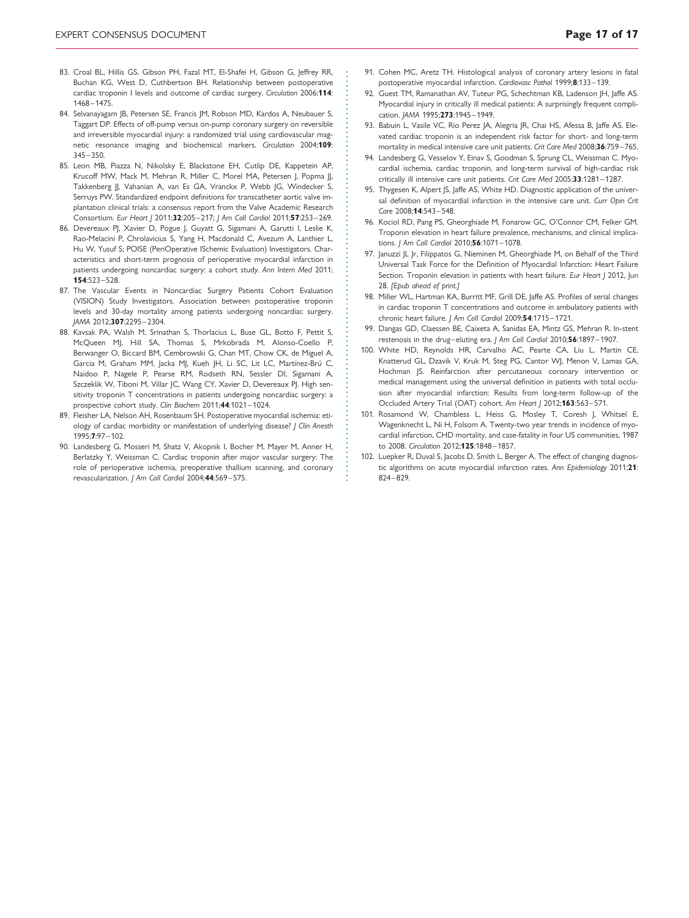83. Croal BL, Hillis GS, Gibson PH, Fazal MT, El-Shafei H, Gibson G, Jeffrey RR, Buchan KG, West D, Cuthbertson BH. Relationship between postoperative cardiac troponin I levels and outcome of cardiac surgery. *Circulation* 2006;**114**: 1468–1475.
84. Selvanayagam JB, Petersen SE, Francis JM, Robson MD, Kardos A, Neubauer S, Taggart DP. Effects of off-pump versus on-pump coronary surgery on reversible and irreversible myocardial injury: a randomized trial using cardiovascular magnetic resonance imaging and biochemical markers. *Circulation* 2004;**109**: 345–350.
85. Leon MB, Piazza N, Nikolsky E, Blackstone EH, Cutlip DE, Kappetein AP, Krucoff MW, Mack M, Mehran R, Miller C, Morel MA, Petersen J, Popma JJ, Takkenberg JJ, Vahanian A, van Es GA, Vranckx P, Webb JG, Windecker S, Serruys PW. Standardized endpoint definitions for transcatheter aortic valve implantation clinical trials: a consensus report from the Valve Academic Research Consortium. *Eur Heart J* 2011;**32**:205–217; *J Am Coll Cardiol* 2011;**57**:253–269.
86. Devereaux PJ, Xavier D, Pogue J, Guyatt G, Sigamani A, Garutti I, Leslie K, Rao-Melacini P, Chrolavicius S, Yang H, Macdonald C, Avezum A, Lanthier L, Hu W, Yusuf S; POISE (PeriOperative ISchemic Evaluation) Investigators. Characteristics and short-term prognosis of perioperative myocardial infarction in patients undergoing noncardiac surgery: a cohort study. *Ann Intern Med* 2011; **154**:523–528.
87. The Vascular Events in Noncardiac Surgery Patients Cohort Evaluation (VISION) Study Investigators. Association between postoperative troponin levels and 30-day mortality among patients undergoing noncardiac surgery. *JAMA* 2012;**307**:2295–2304.
88. Kavsak PA, Walsh M, Srinathan S, Thorlacius L, Buse GL, Botto F, Pettit S, McQueen MJ, Hill SA, Thomas S, Mrkobrada M, Alonso-Coello P, Berwanger O, Biccard BM, Cembrowski G, Chan MT, Chow CK, de Miguel A, Garcia M, Graham MM, Jacka MJ, Kueh JH, Li SC, Lit LC, Martínez-Brú C, Naidoo P, Nagele P, Pearse RM, Rodseth RN, Sessler DI, Sigamani A, Szczeklik W, Tiboni M, Villar JC, Wang CY, Xavier D, Devereaux PJ. High sensitivity troponin T concentrations in patients undergoing noncardiac surgery: a prospective cohort study. *Clin Biochem* 2011;**44**:1021–1024.
89. Fleisher LA, Nelson AH, Rosenbaum SH. Postoperative myocardial ischemia: etiology of cardiac morbidity or manifestation of underlying disease? *J Clin Anesth* 1995;**7**:97–102.
90. Landesberg G, Mosseri M, Shatz V, Akopnik I, Bocher M, Mayer M, Anner H, Berlatzky Y, Weissman C. Cardiac troponin after major vascular surgery: The role of perioperative ischemia, preoperative thallium scanning, and coronary revascularization. *J Am Coll Cardiol* 2004;**44**:569–575.
91. Cohen MC, Aretz TH. Histological analysis of coronary artery lesions in fatal postoperative myocardial infarction. *Cardiovasc Pathol* 1999;**8**:133–139.
92. Guest TM, Ramanathan AV, Tuteur PG, Schechtman KB, Ladenson JH, Jaffe AS. Myocardial injury in critically ill medical patients: A surprisingly frequent complication. *JAMA* 1995;**273**:1945–1949.
93. Babuin L, Vasile VC, Rio Perez JA, Alegria JR, Chai HS, Afessa B, Jaffe AS. Elevated cardiac troponin is an independent risk factor for short- and long-term mortality in medical intensive care unit patients. *Crit Care Med* 2008;**36**:759–765.
94. Landesberg G, Vesselov Y, Einav S, Goodman S, Sprung CL, Weissman C. Myocardial ischemia, cardiac troponin, and long-term survival of high-cardiac risk critically ill intensive care unit patients. *Crit Care Med* 2005;**33**:1281–1287.
95. Thygesen K, Alpert JS, Jaffe AS, White HD. Diagnostic application of the universal definition of myocardial infarction in the intensive care unit. *Curr Opin Crit Care* 2008;**14**:543–548.
96. Kociol RD, Pang PS, Gheorghiade M, Fonarow GC, O'Connor CM, Felker GM. Troponin elevation in heart failure prevalence, mechanisms, and clinical implications. *J Am Coll Cardiol* 2010;**56**:1071–1078.
97. Januzzi JL Jr, Filippatos G, Nieminen M, Gheorghiade M, on Behalf of the Third Universal Task Force for the Definition of Myocardial Infarction: Heart Failure Section. Troponin elevation in patients with heart failure. *Eur Heart J* 2012, Jun 28. *[Epub ahead of print.]*
98. Miller WL, Hartman KA, Burritt MF, Grill DE, Jaffe AS. Profiles of serial changes in cardiac troponin T concentrations and outcome in ambulatory patients with chronic heart failure. *J Am Coll Cardiol* 2009;**54**:1715–1721.
99. Dangas GD, Claessen BE, Caixeta A, Sanidas EA, Mintz GS, Mehran R. In-stent restenosis in the drug–eluting era. *J Am Coll Cardiol* 2010;**56**:1897–1907.
100. White HD, Reynolds HR, Carvalho AC, Pearte CA, Liu L, Martin CE, Knatterud GL, Dzavik V, Kruk M, Steg PG, Cantor WJ, Menon V, Lamas GA, Hochman JS. Reinfarction after percutaneous coronary intervention or medical management using the universal definition in patients with total occlusion after myocardial infarction: Results from long-term follow-up of the Occluded Artery Trial (OAT) cohort. *Am Heart J* 2012;**163**:563–571.
101. Rosamond W, Chambless L, Heiss G, Mosley T, Coresh J, Whitsel E, Wagenknecht L, Ni H, Folsom A. Twenty-two year trends in incidence of myocardial infarction, CHD mortality, and case-fatality in four US communities, 1987 to 2008. *Circulation* 2012;**125**:1848–1857.
102. Luepker R, Duval S, Jacobs D, Smith L, Berger A. The effect of changing diagnostic algorithms on acute myocardial infarction rates. *Ann Epidemiology* 2011;**21**: 824–829.